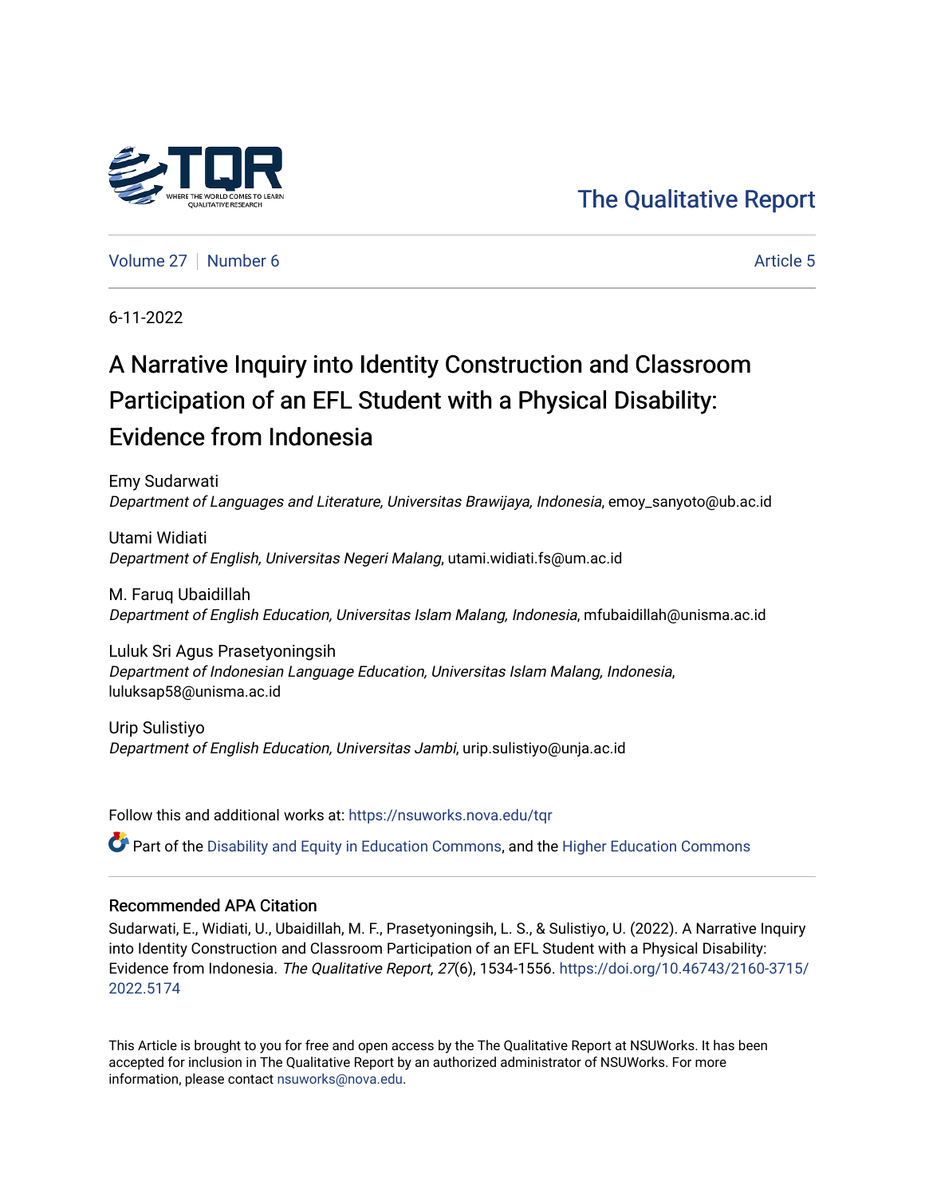The Qualitative Report

Volume 27 | Number 6 Article 5

6-11-2022

# A Narrative Inquiry into Identity Construction and Classroom Participation of an EFL Student with a Physical Disability: Evidence from Indonesia

Emy Sudarwati
*Department of Languages and Literature, Universitas Brawijaya, Indonesia*, emoy_sanyoto@ub.ac.id

Utami Widiati
*Department of English, Universitas Negeri Malang*, utami.widiati.fs@um.ac.id

M. Faruq Ubaidillah
*Department of English Education, Universitas Islam Malang, Indonesia*, mfubaidillah@unisma.ac.id

Luluk Sri Agus Prasetyoningsih
*Department of Indonesian Language Education, Universitas Islam Malang, Indonesia*, luluksap58@unisma.ac.id

Urip Sulistiyo
*Department of English Education, Universitas Jambi*, urip.sulistiyo@unja.ac.id

Follow this and additional works at: https://nsuworks.nova.edu/tqr

Part of the Disability and Equity in Education Commons, and the Higher Education Commons

## Recommended APA Citation

Sudarwati, E., Widiati, U., Ubaidillah, M. F., Prasetyoningsih, L. S., & Sulistiyo, U. (2022). A Narrative Inquiry into Identity Construction and Classroom Participation of an EFL Student with a Physical Disability: Evidence from Indonesia. *The Qualitative Report*, *27*(6), 1534-1556. https://doi.org/10.46743/2160-3715/2022.5174

This Article is brought to you for free and open access by the The Qualitative Report at NSUWorks. It has been accepted for inclusion in The Qualitative Report by an authorized administrator of NSUWorks. For more information, please contact nsuworks@nova.edu.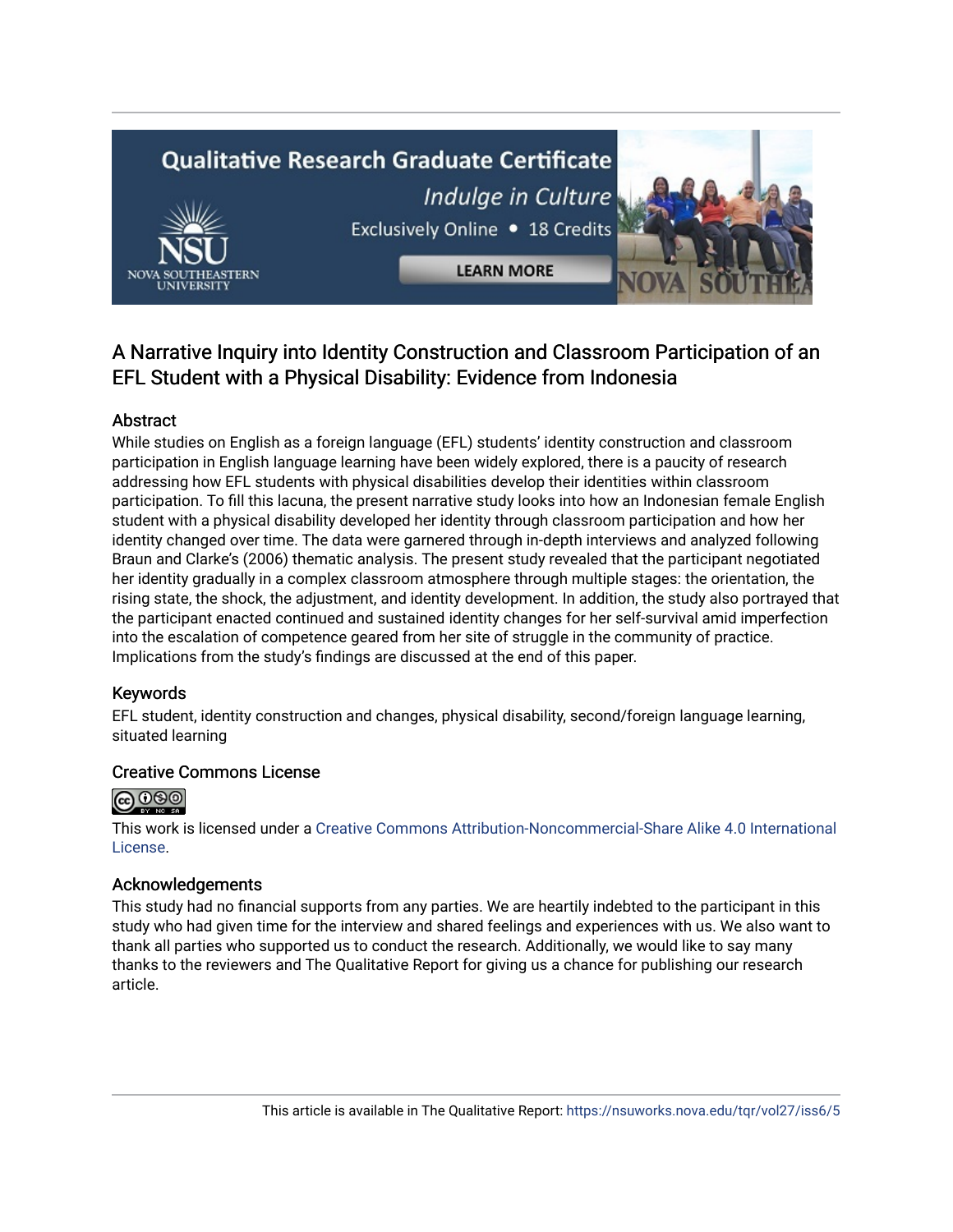# A Narrative Inquiry into Identity Construction and Classroom Participation of an EFL Student with a Physical Disability: Evidence from Indonesia

## Abstract

While studies on English as a foreign language (EFL) students' identity construction and classroom participation in English language learning have been widely explored, there is a paucity of research addressing how EFL students with physical disabilities develop their identities within classroom participation. To fill this lacuna, the present narrative study looks into how an Indonesian female English student with a physical disability developed her identity through classroom participation and how her identity changed over time. The data were garnered through in-depth interviews and analyzed following Braun and Clarke's (2006) thematic analysis. The present study revealed that the participant negotiated her identity gradually in a complex classroom atmosphere through multiple stages: the orientation, the rising state, the shock, the adjustment, and identity development. In addition, the study also portrayed that the participant enacted continued and sustained identity changes for her self-survival amid imperfection into the escalation of competence geared from her site of struggle in the community of practice. Implications from the study's findings are discussed at the end of this paper.

## Keywords

EFL student, identity construction and changes, physical disability, second/foreign language learning, situated learning

## Creative Commons License

This work is licensed under a Creative Commons Attribution-Noncommercial-Share Alike 4.0 International License.

## Acknowledgements

This study had no financial supports from any parties. We are heartily indebted to the participant in this study who had given time for the interview and shared feelings and experiences with us. We also want to thank all parties who supported us to conduct the research. Additionally, we would like to say many thanks to the reviewers and The Qualitative Report for giving us a chance for publishing our research article.

This article is available in The Qualitative Report: https://nsuworks.nova.edu/tqr/vol27/iss6/5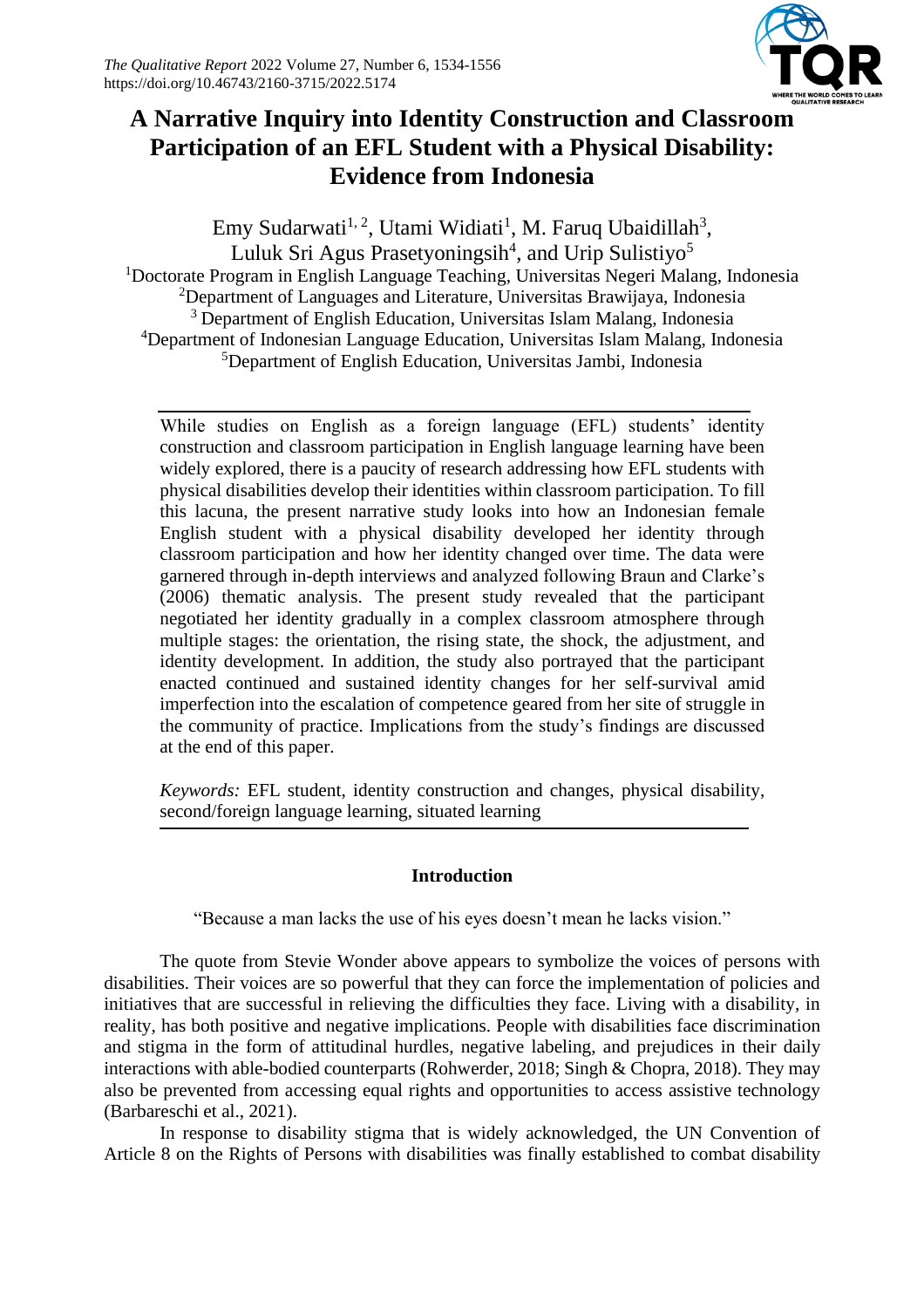*The Qualitative Report* 2022 Volume 27, Number 6, 1534-1556
https://doi.org/10.46743/2160-3715/2022.5174

# A Narrative Inquiry into Identity Construction and Classroom Participation of an EFL Student with a Physical Disability: Evidence from Indonesia

Emy Sudarwati[1, 2], Utami Widiati[1], M. Faruq Ubaidillah[3], Luluk Sri Agus Prasetyoningsih[4], and Urip Sulistiyo[5]

[1]Doctorate Program in English Language Teaching, Universitas Negeri Malang, Indonesia
[2]Department of Languages and Literature, Universitas Brawijaya, Indonesia
[3] Department of English Education, Universitas Islam Malang, Indonesia
[4]Department of Indonesian Language Education, Universitas Islam Malang, Indonesia
[5]Department of English Education, Universitas Jambi, Indonesia

---

While studies on English as a foreign language (EFL) students' identity construction and classroom participation in English language learning have been widely explored, there is a paucity of research addressing how EFL students with physical disabilities develop their identities within classroom participation. To fill this lacuna, the present narrative study looks into how an Indonesian female English student with a physical disability developed her identity through classroom participation and how her identity changed over time. The data were garnered through in-depth interviews and analyzed following Braun and Clarke's (2006) thematic analysis. The present study revealed that the participant negotiated her identity gradually in a complex classroom atmosphere through multiple stages: the orientation, the rising state, the shock, the adjustment, and identity development. In addition, the study also portrayed that the participant enacted continued and sustained identity changes for her self-survival amid imperfection into the escalation of competence geared from her site of struggle in the community of practice. Implications from the study's findings are discussed at the end of this paper.

*Keywords:* EFL student, identity construction and changes, physical disability, second/foreign language learning, situated learning

---

## Introduction

"Because a man lacks the use of his eyes doesn't mean he lacks vision."

The quote from Stevie Wonder above appears to symbolize the voices of persons with disabilities. Their voices are so powerful that they can force the implementation of policies and initiatives that are successful in relieving the difficulties they face. Living with a disability, in reality, has both positive and negative implications. People with disabilities face discrimination and stigma in the form of attitudinal hurdles, negative labeling, and prejudices in their daily interactions with able-bodied counterparts (Rohwerder, 2018; Singh & Chopra, 2018). They may also be prevented from accessing equal rights and opportunities to access assistive technology (Barbareschi et al., 2021).

In response to disability stigma that is widely acknowledged, the UN Convention of Article 8 on the Rights of Persons with disabilities was finally established to combat disability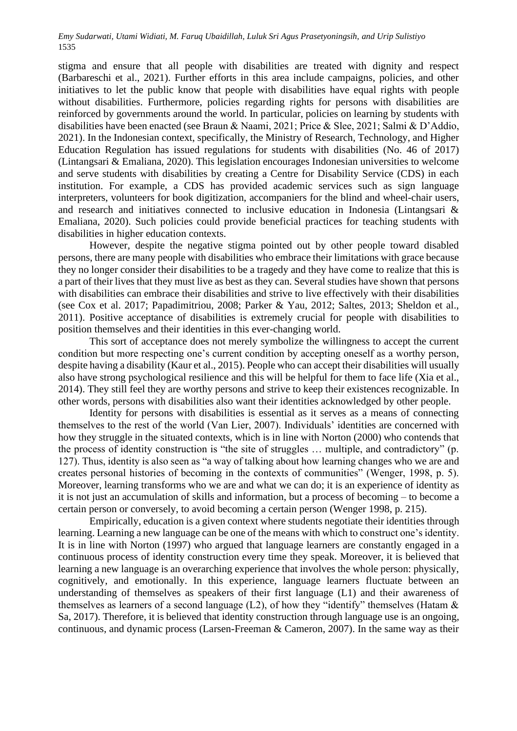stigma and ensure that all people with disabilities are treated with dignity and respect (Barbareschi et al., 2021). Further efforts in this area include campaigns, policies, and other initiatives to let the public know that people with disabilities have equal rights with people without disabilities. Furthermore, policies regarding rights for persons with disabilities are reinforced by governments around the world. In particular, policies on learning by students with disabilities have been enacted (see Braun & Naami, 2021; Price & Slee, 2021; Salmi & D'Addio, 2021). In the Indonesian context, specifically, the Ministry of Research, Technology, and Higher Education Regulation has issued regulations for students with disabilities (No. 46 of 2017) (Lintangsari & Emaliana, 2020). This legislation encourages Indonesian universities to welcome and serve students with disabilities by creating a Centre for Disability Service (CDS) in each institution. For example, a CDS has provided academic services such as sign language interpreters, volunteers for book digitization, accompaniers for the blind and wheel-chair users, and research and initiatives connected to inclusive education in Indonesia (Lintangsari & Emaliana, 2020). Such policies could provide beneficial practices for teaching students with disabilities in higher education contexts.

However, despite the negative stigma pointed out by other people toward disabled persons, there are many people with disabilities who embrace their limitations with grace because they no longer consider their disabilities to be a tragedy and they have come to realize that this is a part of their lives that they must live as best as they can. Several studies have shown that persons with disabilities can embrace their disabilities and strive to live effectively with their disabilities (see Cox et al. 2017; Papadimitriou, 2008; Parker & Yau, 2012; Saltes, 2013; Sheldon et al., 2011). Positive acceptance of disabilities is extremely crucial for people with disabilities to position themselves and their identities in this ever-changing world.

This sort of acceptance does not merely symbolize the willingness to accept the current condition but more respecting one's current condition by accepting oneself as a worthy person, despite having a disability (Kaur et al., 2015). People who can accept their disabilities will usually also have strong psychological resilience and this will be helpful for them to face life (Xia et al., 2014). They still feel they are worthy persons and strive to keep their existences recognizable. In other words, persons with disabilities also want their identities acknowledged by other people.

Identity for persons with disabilities is essential as it serves as a means of connecting themselves to the rest of the world (Van Lier, 2007). Individuals' identities are concerned with how they struggle in the situated contexts, which is in line with Norton (2000) who contends that the process of identity construction is "the site of struggles … multiple, and contradictory" (p. 127). Thus, identity is also seen as "a way of talking about how learning changes who we are and creates personal histories of becoming in the contexts of communities" (Wenger, 1998, p. 5). Moreover, learning transforms who we are and what we can do; it is an experience of identity as it is not just an accumulation of skills and information, but a process of becoming – to become a certain person or conversely, to avoid becoming a certain person (Wenger 1998, p. 215).

Empirically, education is a given context where students negotiate their identities through learning. Learning a new language can be one of the means with which to construct one's identity. It is in line with Norton (1997) who argued that language learners are constantly engaged in a continuous process of identity construction every time they speak. Moreover, it is believed that learning a new language is an overarching experience that involves the whole person: physically, cognitively, and emotionally. In this experience, language learners fluctuate between an understanding of themselves as speakers of their first language (L1) and their awareness of themselves as learners of a second language (L2), of how they "identify" themselves (Hatam & Sa, 2017). Therefore, it is believed that identity construction through language use is an ongoing, continuous, and dynamic process (Larsen-Freeman & Cameron, 2007). In the same way as their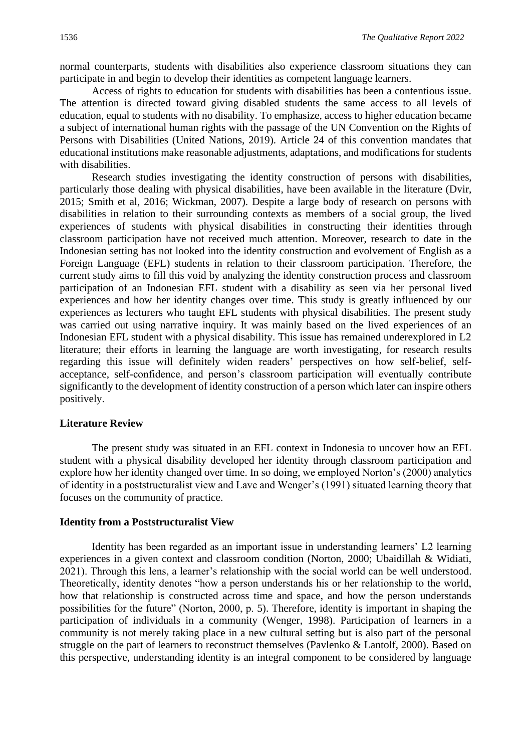normal counterparts, students with disabilities also experience classroom situations they can participate in and begin to develop their identities as competent language learners.

Access of rights to education for students with disabilities has been a contentious issue. The attention is directed toward giving disabled students the same access to all levels of education, equal to students with no disability. To emphasize, access to higher education became a subject of international human rights with the passage of the UN Convention on the Rights of Persons with Disabilities (United Nations, 2019). Article 24 of this convention mandates that educational institutions make reasonable adjustments, adaptations, and modifications for students with disabilities.

Research studies investigating the identity construction of persons with disabilities, particularly those dealing with physical disabilities, have been available in the literature (Dvir, 2015; Smith et al, 2016; Wickman, 2007). Despite a large body of research on persons with disabilities in relation to their surrounding contexts as members of a social group, the lived experiences of students with physical disabilities in constructing their identities through classroom participation have not received much attention. Moreover, research to date in the Indonesian setting has not looked into the identity construction and evolvement of English as a Foreign Language (EFL) students in relation to their classroom participation. Therefore, the current study aims to fill this void by analyzing the identity construction process and classroom participation of an Indonesian EFL student with a disability as seen via her personal lived experiences and how her identity changes over time. This study is greatly influenced by our experiences as lecturers who taught EFL students with physical disabilities. The present study was carried out using narrative inquiry. It was mainly based on the lived experiences of an Indonesian EFL student with a physical disability. This issue has remained underexplored in L2 literature; their efforts in learning the language are worth investigating, for research results regarding this issue will definitely widen readers' perspectives on how self-belief, self-acceptance, self-confidence, and person's classroom participation will eventually contribute significantly to the development of identity construction of a person which later can inspire others positively.

## Literature Review

The present study was situated in an EFL context in Indonesia to uncover how an EFL student with a physical disability developed her identity through classroom participation and explore how her identity changed over time. In so doing, we employed Norton's (2000) analytics of identity in a poststructuralist view and Lave and Wenger's (1991) situated learning theory that focuses on the community of practice.

## Identity from a Poststructuralist View

Identity has been regarded as an important issue in understanding learners' L2 learning experiences in a given context and classroom condition (Norton, 2000; Ubaidillah & Widiati, 2021). Through this lens, a learner's relationship with the social world can be well understood. Theoretically, identity denotes "how a person understands his or her relationship to the world, how that relationship is constructed across time and space, and how the person understands possibilities for the future" (Norton, 2000, p. 5). Therefore, identity is important in shaping the participation of individuals in a community (Wenger, 1998). Participation of learners in a community is not merely taking place in a new cultural setting but is also part of the personal struggle on the part of learners to reconstruct themselves (Pavlenko & Lantolf, 2000). Based on this perspective, understanding identity is an integral component to be considered by language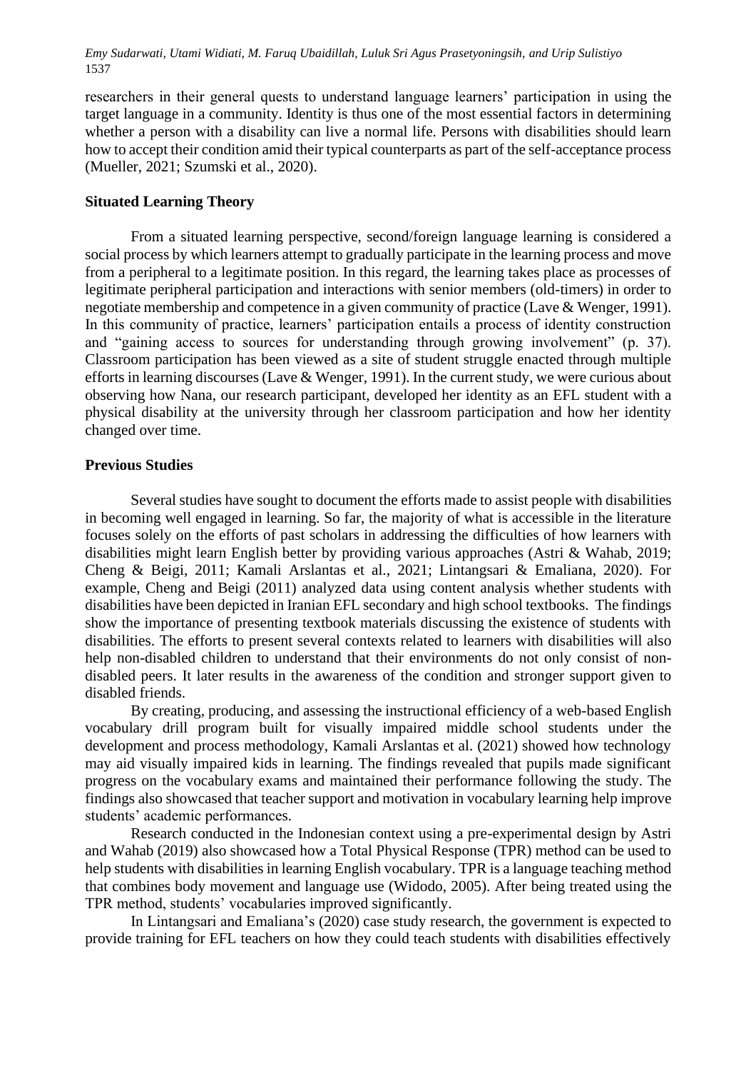researchers in their general quests to understand language learners' participation in using the target language in a community. Identity is thus one of the most essential factors in determining whether a person with a disability can live a normal life. Persons with disabilities should learn how to accept their condition amid their typical counterparts as part of the self-acceptance process (Mueller, 2021; Szumski et al., 2020).

## Situated Learning Theory

From a situated learning perspective, second/foreign language learning is considered a social process by which learners attempt to gradually participate in the learning process and move from a peripheral to a legitimate position. In this regard, the learning takes place as processes of legitimate peripheral participation and interactions with senior members (old-timers) in order to negotiate membership and competence in a given community of practice (Lave & Wenger, 1991). In this community of practice, learners' participation entails a process of identity construction and "gaining access to sources for understanding through growing involvement" (p. 37). Classroom participation has been viewed as a site of student struggle enacted through multiple efforts in learning discourses (Lave & Wenger, 1991). In the current study, we were curious about observing how Nana, our research participant, developed her identity as an EFL student with a physical disability at the university through her classroom participation and how her identity changed over time.

## Previous Studies

Several studies have sought to document the efforts made to assist people with disabilities in becoming well engaged in learning. So far, the majority of what is accessible in the literature focuses solely on the efforts of past scholars in addressing the difficulties of how learners with disabilities might learn English better by providing various approaches (Astri & Wahab, 2019; Cheng & Beigi, 2011; Kamali Arslantas et al., 2021; Lintangsari & Emaliana, 2020). For example, Cheng and Beigi (2011) analyzed data using content analysis whether students with disabilities have been depicted in Iranian EFL secondary and high school textbooks. The findings show the importance of presenting textbook materials discussing the existence of students with disabilities. The efforts to present several contexts related to learners with disabilities will also help non-disabled children to understand that their environments do not only consist of non-disabled peers. It later results in the awareness of the condition and stronger support given to disabled friends.

By creating, producing, and assessing the instructional efficiency of a web-based English vocabulary drill program built for visually impaired middle school students under the development and process methodology, Kamali Arslantas et al. (2021) showed how technology may aid visually impaired kids in learning. The findings revealed that pupils made significant progress on the vocabulary exams and maintained their performance following the study. The findings also showcased that teacher support and motivation in vocabulary learning help improve students' academic performances.

Research conducted in the Indonesian context using a pre-experimental design by Astri and Wahab (2019) also showcased how a Total Physical Response (TPR) method can be used to help students with disabilities in learning English vocabulary. TPR is a language teaching method that combines body movement and language use (Widodo, 2005). After being treated using the TPR method, students' vocabularies improved significantly.

In Lintangsari and Emaliana's (2020) case study research, the government is expected to provide training for EFL teachers on how they could teach students with disabilities effectively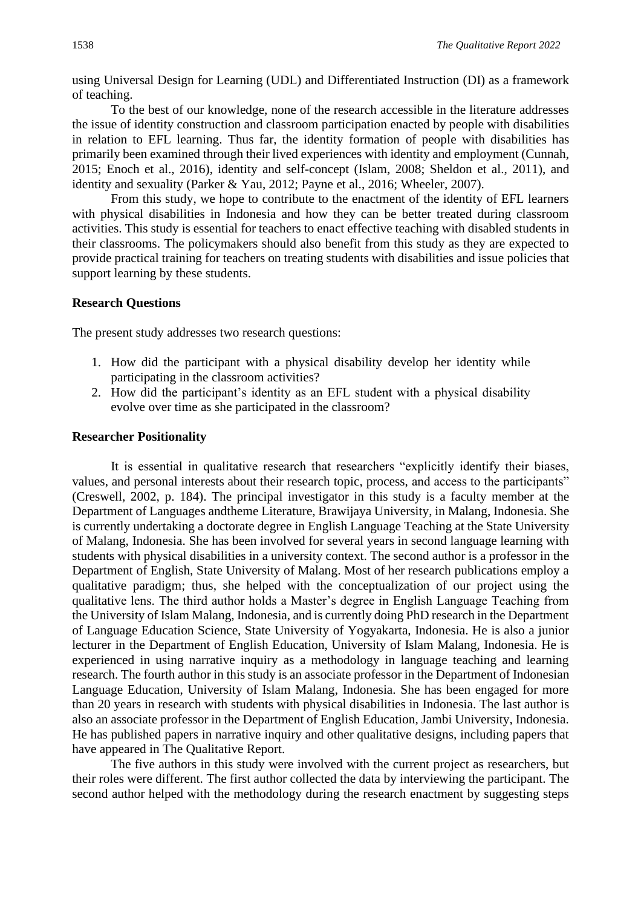using Universal Design for Learning (UDL) and Differentiated Instruction (DI) as a framework of teaching.

To the best of our knowledge, none of the research accessible in the literature addresses the issue of identity construction and classroom participation enacted by people with disabilities in relation to EFL learning. Thus far, the identity formation of people with disabilities has primarily been examined through their lived experiences with identity and employment (Cunnah, 2015; Enoch et al., 2016), identity and self-concept (Islam, 2008; Sheldon et al., 2011), and identity and sexuality (Parker & Yau, 2012; Payne et al., 2016; Wheeler, 2007).

From this study, we hope to contribute to the enactment of the identity of EFL learners with physical disabilities in Indonesia and how they can be better treated during classroom activities. This study is essential for teachers to enact effective teaching with disabled students in their classrooms. The policymakers should also benefit from this study as they are expected to provide practical training for teachers on treating students with disabilities and issue policies that support learning by these students.

## Research Questions

The present study addresses two research questions:

1. How did the participant with a physical disability develop her identity while participating in the classroom activities?
2. How did the participant's identity as an EFL student with a physical disability evolve over time as she participated in the classroom?

## Researcher Positionality

It is essential in qualitative research that researchers "explicitly identify their biases, values, and personal interests about their research topic, process, and access to the participants" (Creswell, 2002, p. 184). The principal investigator in this study is a faculty member at the Department of Languages andtheme Literature, Brawijaya University, in Malang, Indonesia. She is currently undertaking a doctorate degree in English Language Teaching at the State University of Malang, Indonesia. She has been involved for several years in second language learning with students with physical disabilities in a university context. The second author is a professor in the Department of English, State University of Malang. Most of her research publications employ a qualitative paradigm; thus, she helped with the conceptualization of our project using the qualitative lens. The third author holds a Master's degree in English Language Teaching from the University of Islam Malang, Indonesia, and is currently doing PhD research in the Department of Language Education Science, State University of Yogyakarta, Indonesia. He is also a junior lecturer in the Department of English Education, University of Islam Malang, Indonesia. He is experienced in using narrative inquiry as a methodology in language teaching and learning research. The fourth author in this study is an associate professor in the Department of Indonesian Language Education, University of Islam Malang, Indonesia. She has been engaged for more than 20 years in research with students with physical disabilities in Indonesia. The last author is also an associate professor in the Department of English Education, Jambi University, Indonesia. He has published papers in narrative inquiry and other qualitative designs, including papers that have appeared in The Qualitative Report.

The five authors in this study were involved with the current project as researchers, but their roles were different. The first author collected the data by interviewing the participant. The second author helped with the methodology during the research enactment by suggesting steps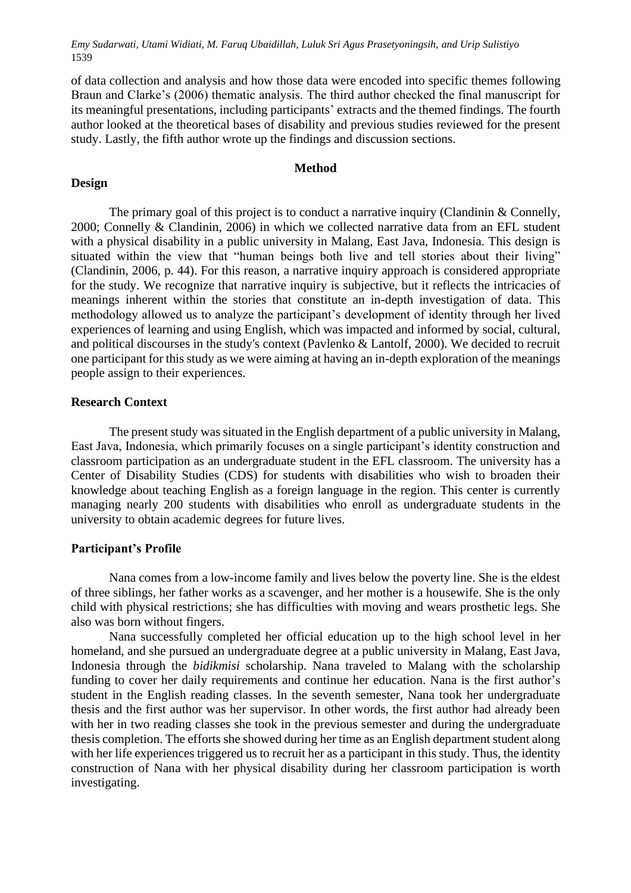of data collection and analysis and how those data were encoded into specific themes following Braun and Clarke's (2006) thematic analysis. The third author checked the final manuscript for its meaningful presentations, including participants' extracts and the themed findings. The fourth author looked at the theoretical bases of disability and previous studies reviewed for the present study. Lastly, the fifth author wrote up the findings and discussion sections.

## Method

### Design

The primary goal of this project is to conduct a narrative inquiry (Clandinin & Connelly, 2000; Connelly & Clandinin, 2006) in which we collected narrative data from an EFL student with a physical disability in a public university in Malang, East Java, Indonesia. This design is situated within the view that "human beings both live and tell stories about their living" (Clandinin, 2006, p. 44). For this reason, a narrative inquiry approach is considered appropriate for the study. We recognize that narrative inquiry is subjective, but it reflects the intricacies of meanings inherent within the stories that constitute an in-depth investigation of data. This methodology allowed us to analyze the participant's development of identity through her lived experiences of learning and using English, which was impacted and informed by social, cultural, and political discourses in the study's context (Pavlenko & Lantolf, 2000). We decided to recruit one participant for this study as we were aiming at having an in-depth exploration of the meanings people assign to their experiences.

### Research Context

The present study was situated in the English department of a public university in Malang, East Java, Indonesia, which primarily focuses on a single participant's identity construction and classroom participation as an undergraduate student in the EFL classroom. The university has a Center of Disability Studies (CDS) for students with disabilities who wish to broaden their knowledge about teaching English as a foreign language in the region. This center is currently managing nearly 200 students with disabilities who enroll as undergraduate students in the university to obtain academic degrees for future lives.

### Participant's Profile

Nana comes from a low-income family and lives below the poverty line. She is the eldest of three siblings, her father works as a scavenger, and her mother is a housewife. She is the only child with physical restrictions; she has difficulties with moving and wears prosthetic legs. She also was born without fingers.

Nana successfully completed her official education up to the high school level in her homeland, and she pursued an undergraduate degree at a public university in Malang, East Java, Indonesia through the *bidikmisi* scholarship. Nana traveled to Malang with the scholarship funding to cover her daily requirements and continue her education. Nana is the first author's student in the English reading classes. In the seventh semester, Nana took her undergraduate thesis and the first author was her supervisor. In other words, the first author had already been with her in two reading classes she took in the previous semester and during the undergraduate thesis completion. The efforts she showed during her time as an English department student along with her life experiences triggered us to recruit her as a participant in this study. Thus, the identity construction of Nana with her physical disability during her classroom participation is worth investigating.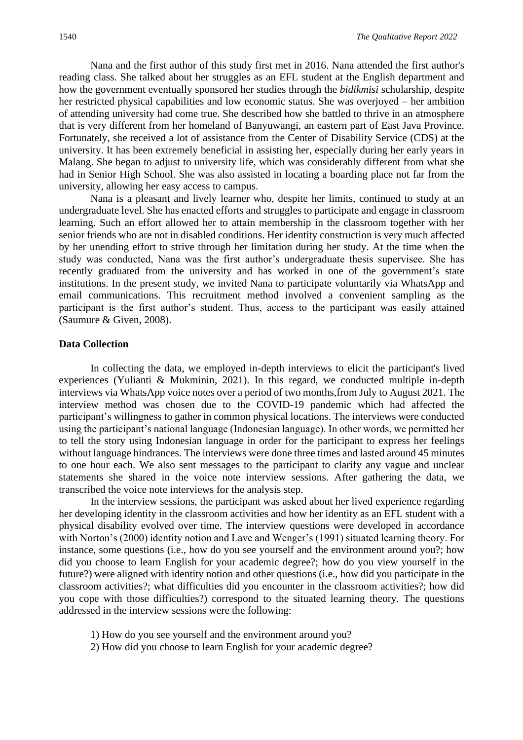Nana and the first author of this study first met in 2016. Nana attended the first author's reading class. She talked about her struggles as an EFL student at the English department and how the government eventually sponsored her studies through the *bidikmisi* scholarship, despite her restricted physical capabilities and low economic status. She was overjoyed – her ambition of attending university had come true. She described how she battled to thrive in an atmosphere that is very different from her homeland of Banyuwangi, an eastern part of East Java Province. Fortunately, she received a lot of assistance from the Center of Disability Service (CDS) at the university. It has been extremely beneficial in assisting her, especially during her early years in Malang. She began to adjust to university life, which was considerably different from what she had in Senior High School. She was also assisted in locating a boarding place not far from the university, allowing her easy access to campus.

Nana is a pleasant and lively learner who, despite her limits, continued to study at an undergraduate level. She has enacted efforts and struggles to participate and engage in classroom learning. Such an effort allowed her to attain membership in the classroom together with her senior friends who are not in disabled conditions. Her identity construction is very much affected by her unending effort to strive through her limitation during her study. At the time when the study was conducted, Nana was the first author's undergraduate thesis supervisee. She has recently graduated from the university and has worked in one of the government's state institutions. In the present study, we invited Nana to participate voluntarily via WhatsApp and email communications. This recruitment method involved a convenient sampling as the participant is the first author's student. Thus, access to the participant was easily attained (Saumure & Given, 2008).

**Data Collection**

In collecting the data, we employed in-depth interviews to elicit the participant's lived experiences (Yulianti & Mukminin, 2021). In this regard, we conducted multiple in-depth interviews via WhatsApp voice notes over a period of two months,from July to August 2021. The interview method was chosen due to the COVID-19 pandemic which had affected the participant's willingness to gather in common physical locations. The interviews were conducted using the participant's national language (Indonesian language). In other words, we permitted her to tell the story using Indonesian language in order for the participant to express her feelings without language hindrances. The interviews were done three times and lasted around 45 minutes to one hour each. We also sent messages to the participant to clarify any vague and unclear statements she shared in the voice note interview sessions. After gathering the data, we transcribed the voice note interviews for the analysis step.

In the interview sessions, the participant was asked about her lived experience regarding her developing identity in the classroom activities and how her identity as an EFL student with a physical disability evolved over time. The interview questions were developed in accordance with Norton's (2000) identity notion and Lave and Wenger's (1991) situated learning theory. For instance, some questions (i.e., how do you see yourself and the environment around you?; how did you choose to learn English for your academic degree?; how do you view yourself in the future?) were aligned with identity notion and other questions (i.e., how did you participate in the classroom activities?; what difficulties did you encounter in the classroom activities?; how did you cope with those difficulties?) correspond to the situated learning theory. The questions addressed in the interview sessions were the following:

1) How do you see yourself and the environment around you?
2) How did you choose to learn English for your academic degree?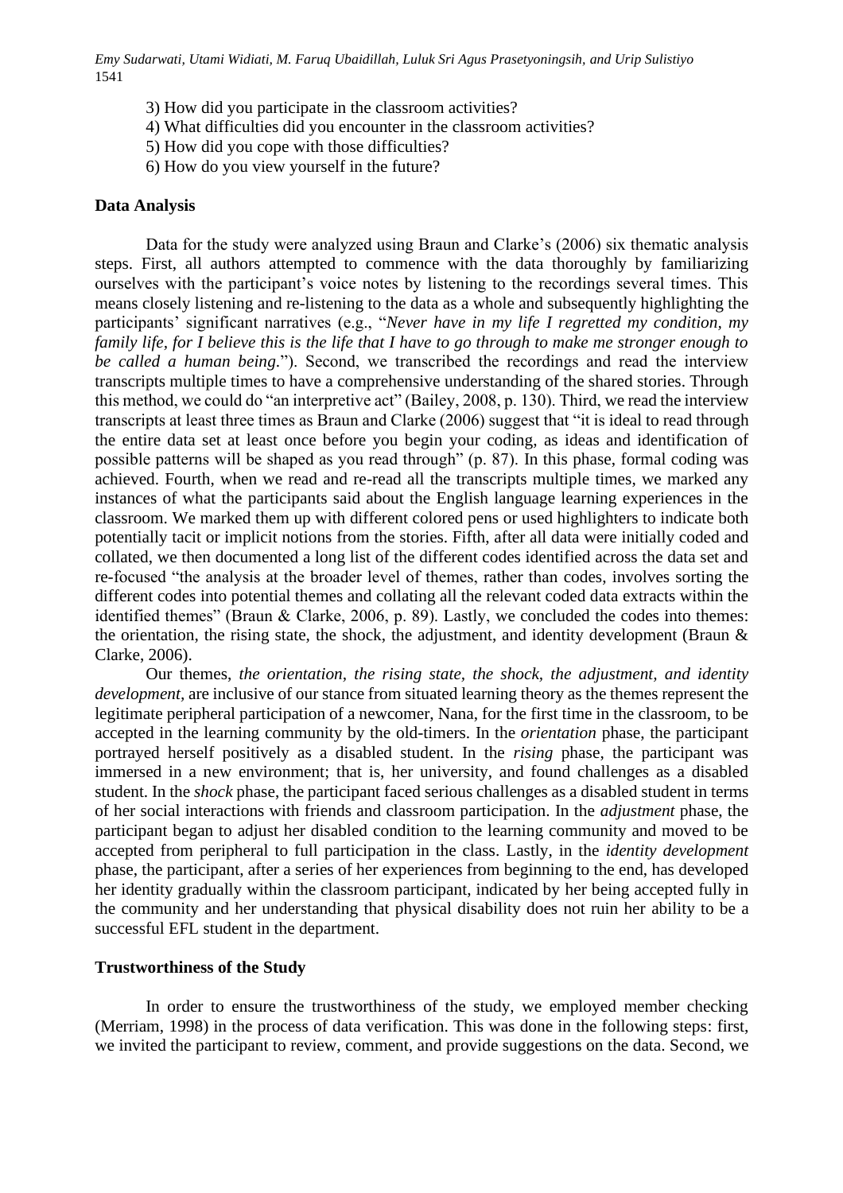3) How did you participate in the classroom activities?
4) What difficulties did you encounter in the classroom activities?
5) How did you cope with those difficulties?
6) How do you view yourself in the future?

### Data Analysis

Data for the study were analyzed using Braun and Clarke's (2006) six thematic analysis steps. First, all authors attempted to commence with the data thoroughly by familiarizing ourselves with the participant's voice notes by listening to the recordings several times. This means closely listening and re-listening to the data as a whole and subsequently highlighting the participants' significant narratives (e.g., "*Never have in my life I regretted my condition, my family life, for I believe this is the life that I have to go through to make me stronger enough to be called a human being.*"). Second, we transcribed the recordings and read the interview transcripts multiple times to have a comprehensive understanding of the shared stories. Through this method, we could do "an interpretive act" (Bailey, 2008, p. 130). Third, we read the interview transcripts at least three times as Braun and Clarke (2006) suggest that "it is ideal to read through the entire data set at least once before you begin your coding, as ideas and identification of possible patterns will be shaped as you read through" (p. 87). In this phase, formal coding was achieved. Fourth, when we read and re-read all the transcripts multiple times, we marked any instances of what the participants said about the English language learning experiences in the classroom. We marked them up with different colored pens or used highlighters to indicate both potentially tacit or implicit notions from the stories. Fifth, after all data were initially coded and collated, we then documented a long list of the different codes identified across the data set and re-focused "the analysis at the broader level of themes, rather than codes, involves sorting the different codes into potential themes and collating all the relevant coded data extracts within the identified themes" (Braun & Clarke, 2006, p. 89). Lastly, we concluded the codes into themes: the orientation, the rising state, the shock, the adjustment, and identity development (Braun & Clarke, 2006).

Our themes, *the orientation, the rising state, the shock, the adjustment, and identity development*, are inclusive of our stance from situated learning theory as the themes represent the legitimate peripheral participation of a newcomer, Nana, for the first time in the classroom, to be accepted in the learning community by the old-timers. In the *orientation* phase, the participant portrayed herself positively as a disabled student. In the *rising* phase, the participant was immersed in a new environment; that is, her university, and found challenges as a disabled student. In the *shock* phase, the participant faced serious challenges as a disabled student in terms of her social interactions with friends and classroom participation. In the *adjustment* phase, the participant began to adjust her disabled condition to the learning community and moved to be accepted from peripheral to full participation in the class. Lastly, in the *identity development* phase, the participant, after a series of her experiences from beginning to the end, has developed her identity gradually within the classroom participant, indicated by her being accepted fully in the community and her understanding that physical disability does not ruin her ability to be a successful EFL student in the department.

### Trustworthiness of the Study

In order to ensure the trustworthiness of the study, we employed member checking (Merriam, 1998) in the process of data verification. This was done in the following steps: first, we invited the participant to review, comment, and provide suggestions on the data. Second, we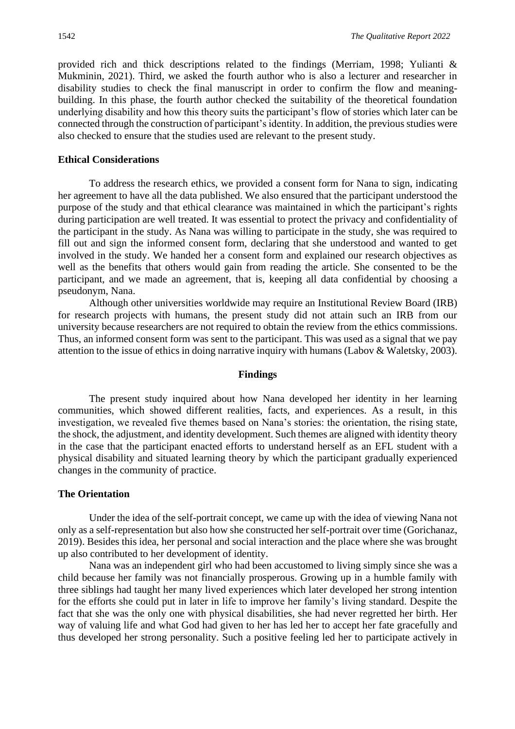provided rich and thick descriptions related to the findings (Merriam, 1998; Yulianti & Mukminin, 2021). Third, we asked the fourth author who is also a lecturer and researcher in disability studies to check the final manuscript in order to confirm the flow and meaning-building. In this phase, the fourth author checked the suitability of the theoretical foundation underlying disability and how this theory suits the participant's flow of stories which later can be connected through the construction of participant's identity. In addition, the previous studies were also checked to ensure that the studies used are relevant to the present study.

### Ethical Considerations

To address the research ethics, we provided a consent form for Nana to sign, indicating her agreement to have all the data published. We also ensured that the participant understood the purpose of the study and that ethical clearance was maintained in which the participant's rights during participation are well treated. It was essential to protect the privacy and confidentiality of the participant in the study. As Nana was willing to participate in the study, she was required to fill out and sign the informed consent form, declaring that she understood and wanted to get involved in the study. We handed her a consent form and explained our research objectives as well as the benefits that others would gain from reading the article. She consented to be the participant, and we made an agreement, that is, keeping all data confidential by choosing a pseudonym, Nana.

Although other universities worldwide may require an Institutional Review Board (IRB) for research projects with humans, the present study did not attain such an IRB from our university because researchers are not required to obtain the review from the ethics commissions. Thus, an informed consent form was sent to the participant. This was used as a signal that we pay attention to the issue of ethics in doing narrative inquiry with humans (Labov & Waletsky, 2003).

## Findings

The present study inquired about how Nana developed her identity in her learning communities, which showed different realities, facts, and experiences. As a result, in this investigation, we revealed five themes based on Nana's stories: the orientation, the rising state, the shock, the adjustment, and identity development. Such themes are aligned with identity theory in the case that the participant enacted efforts to understand herself as an EFL student with a physical disability and situated learning theory by which the participant gradually experienced changes in the community of practice.

### The Orientation

Under the idea of the self-portrait concept, we came up with the idea of viewing Nana not only as a self-representation but also how she constructed her self-portrait over time (Gorichanaz, 2019). Besides this idea, her personal and social interaction and the place where she was brought up also contributed to her development of identity.

Nana was an independent girl who had been accustomed to living simply since she was a child because her family was not financially prosperous. Growing up in a humble family with three siblings had taught her many lived experiences which later developed her strong intention for the efforts she could put in later in life to improve her family's living standard. Despite the fact that she was the only one with physical disabilities, she had never regretted her birth. Her way of valuing life and what God had given to her has led her to accept her fate gracefully and thus developed her strong personality. Such a positive feeling led her to participate actively in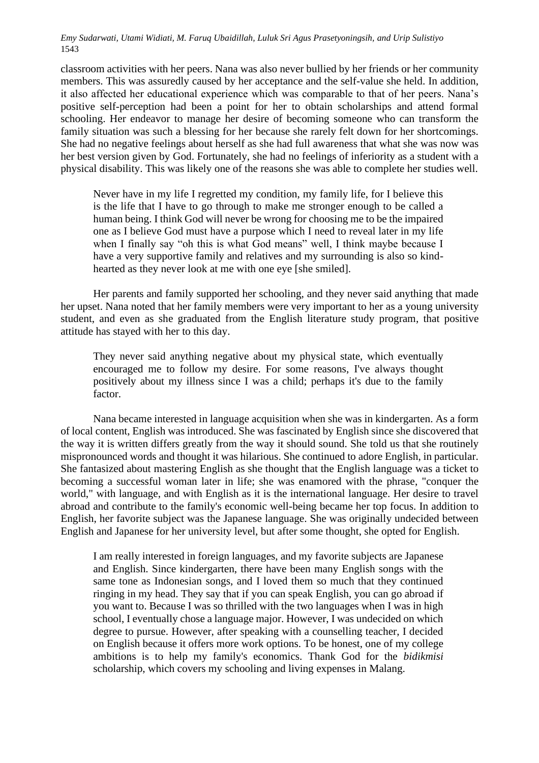classroom activities with her peers. Nana was also never bullied by her friends or her community members. This was assuredly caused by her acceptance and the self-value she held. In addition, it also affected her educational experience which was comparable to that of her peers. Nana's positive self-perception had been a point for her to obtain scholarships and attend formal schooling. Her endeavor to manage her desire of becoming someone who can transform the family situation was such a blessing for her because she rarely felt down for her shortcomings. She had no negative feelings about herself as she had full awareness that what she was now was her best version given by God. Fortunately, she had no feelings of inferiority as a student with a physical disability. This was likely one of the reasons she was able to complete her studies well.

> Never have in my life I regretted my condition, my family life, for I believe this is the life that I have to go through to make me stronger enough to be called a human being. I think God will never be wrong for choosing me to be the impaired one as I believe God must have a purpose which I need to reveal later in my life when I finally say "oh this is what God means" well, I think maybe because I have a very supportive family and relatives and my surrounding is also so kind-hearted as they never look at me with one eye [she smiled].

Her parents and family supported her schooling, and they never said anything that made her upset. Nana noted that her family members were very important to her as a young university student, and even as she graduated from the English literature study program, that positive attitude has stayed with her to this day.

> They never said anything negative about my physical state, which eventually encouraged me to follow my desire. For some reasons, I've always thought positively about my illness since I was a child; perhaps it's due to the family factor.

Nana became interested in language acquisition when she was in kindergarten. As a form of local content, English was introduced. She was fascinated by English since she discovered that the way it is written differs greatly from the way it should sound. She told us that she routinely mispronounced words and thought it was hilarious. She continued to adore English, in particular. She fantasized about mastering English as she thought that the English language was a ticket to becoming a successful woman later in life; she was enamored with the phrase, "conquer the world," with language, and with English as it is the international language. Her desire to travel abroad and contribute to the family's economic well-being became her top focus. In addition to English, her favorite subject was the Japanese language. She was originally undecided between English and Japanese for her university level, but after some thought, she opted for English.

> I am really interested in foreign languages, and my favorite subjects are Japanese and English. Since kindergarten, there have been many English songs with the same tone as Indonesian songs, and I loved them so much that they continued ringing in my head. They say that if you can speak English, you can go abroad if you want to. Because I was so thrilled with the two languages when I was in high school, I eventually chose a language major. However, I was undecided on which degree to pursue. However, after speaking with a counselling teacher, I decided on English because it offers more work options. To be honest, one of my college ambitions is to help my family's economics. Thank God for the *bidikmisi* scholarship, which covers my schooling and living expenses in Malang.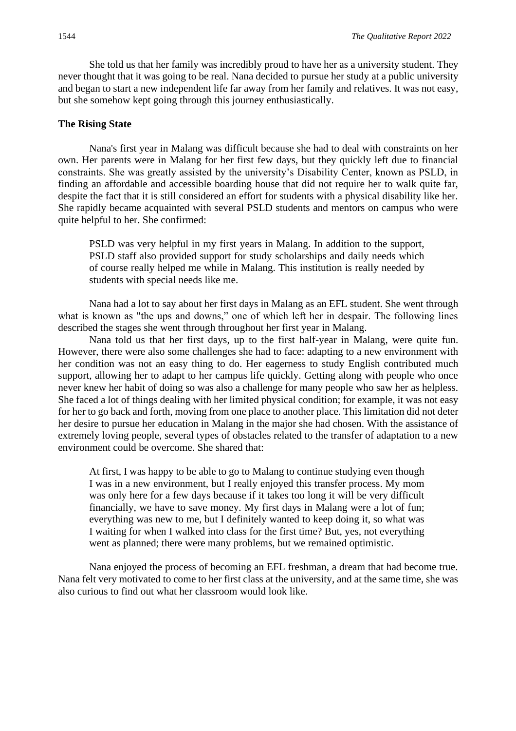She told us that her family was incredibly proud to have her as a university student. They never thought that it was going to be real. Nana decided to pursue her study at a public university and began to start a new independent life far away from her family and relatives. It was not easy, but she somehow kept going through this journey enthusiastically.

**The Rising State**

Nana's first year in Malang was difficult because she had to deal with constraints on her own. Her parents were in Malang for her first few days, but they quickly left due to financial constraints. She was greatly assisted by the university's Disability Center, known as PSLD, in finding an affordable and accessible boarding house that did not require her to walk quite far, despite the fact that it is still considered an effort for students with a physical disability like her. She rapidly became acquainted with several PSLD students and mentors on campus who were quite helpful to her. She confirmed:

> PSLD was very helpful in my first years in Malang. In addition to the support, PSLD staff also provided support for study scholarships and daily needs which of course really helped me while in Malang. This institution is really needed by students with special needs like me.

Nana had a lot to say about her first days in Malang as an EFL student. She went through what is known as "the ups and downs," one of which left her in despair. The following lines described the stages she went through throughout her first year in Malang.

Nana told us that her first days, up to the first half-year in Malang, were quite fun. However, there were also some challenges she had to face: adapting to a new environment with her condition was not an easy thing to do. Her eagerness to study English contributed much support, allowing her to adapt to her campus life quickly. Getting along with people who once never knew her habit of doing so was also a challenge for many people who saw her as helpless. She faced a lot of things dealing with her limited physical condition; for example, it was not easy for her to go back and forth, moving from one place to another place. This limitation did not deter her desire to pursue her education in Malang in the major she had chosen. With the assistance of extremely loving people, several types of obstacles related to the transfer of adaptation to a new environment could be overcome. She shared that:

> At first, I was happy to be able to go to Malang to continue studying even though I was in a new environment, but I really enjoyed this transfer process. My mom was only here for a few days because if it takes too long it will be very difficult financially, we have to save money. My first days in Malang were a lot of fun; everything was new to me, but I definitely wanted to keep doing it, so what was I waiting for when I walked into class for the first time? But, yes, not everything went as planned; there were many problems, but we remained optimistic.

Nana enjoyed the process of becoming an EFL freshman, a dream that had become true. Nana felt very motivated to come to her first class at the university, and at the same time, she was also curious to find out what her classroom would look like.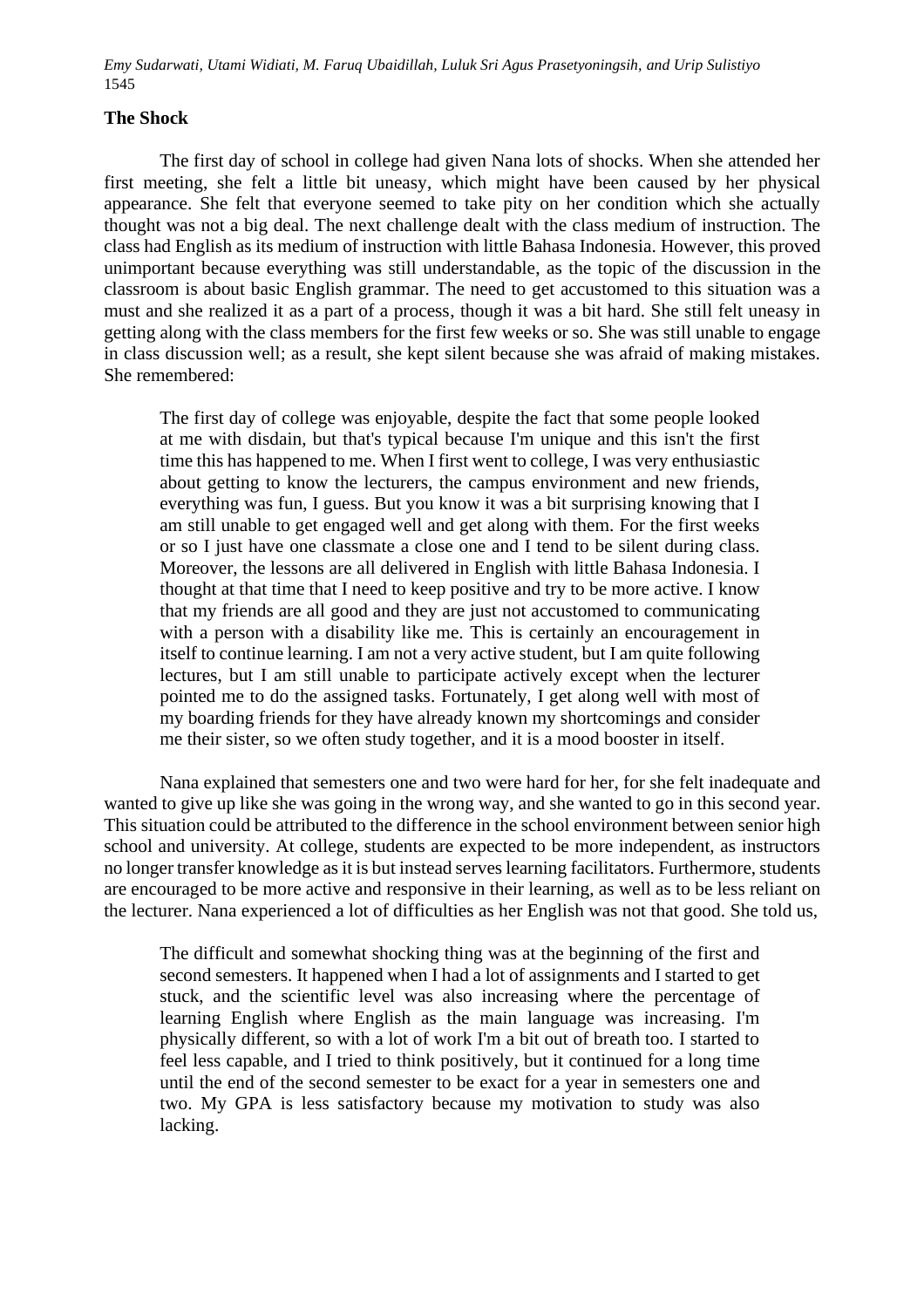### The Shock

The first day of school in college had given Nana lots of shocks. When she attended her first meeting, she felt a little bit uneasy, which might have been caused by her physical appearance. She felt that everyone seemed to take pity on her condition which she actually thought was not a big deal. The next challenge dealt with the class medium of instruction. The class had English as its medium of instruction with little Bahasa Indonesia. However, this proved unimportant because everything was still understandable, as the topic of the discussion in the classroom is about basic English grammar. The need to get accustomed to this situation was a must and she realized it as a part of a process, though it was a bit hard. She still felt uneasy in getting along with the class members for the first few weeks or so. She was still unable to engage in class discussion well; as a result, she kept silent because she was afraid of making mistakes. She remembered:

> The first day of college was enjoyable, despite the fact that some people looked at me with disdain, but that's typical because I'm unique and this isn't the first time this has happened to me. When I first went to college, I was very enthusiastic about getting to know the lecturers, the campus environment and new friends, everything was fun, I guess. But you know it was a bit surprising knowing that I am still unable to get engaged well and get along with them. For the first weeks or so I just have one classmate a close one and I tend to be silent during class. Moreover, the lessons are all delivered in English with little Bahasa Indonesia. I thought at that time that I need to keep positive and try to be more active. I know that my friends are all good and they are just not accustomed to communicating with a person with a disability like me. This is certainly an encouragement in itself to continue learning. I am not a very active student, but I am quite following lectures, but I am still unable to participate actively except when the lecturer pointed me to do the assigned tasks. Fortunately, I get along well with most of my boarding friends for they have already known my shortcomings and consider me their sister, so we often study together, and it is a mood booster in itself.

Nana explained that semesters one and two were hard for her, for she felt inadequate and wanted to give up like she was going in the wrong way, and she wanted to go in this second year. This situation could be attributed to the difference in the school environment between senior high school and university. At college, students are expected to be more independent, as instructors no longer transfer knowledge as it is but instead serves learning facilitators. Furthermore, students are encouraged to be more active and responsive in their learning, as well as to be less reliant on the lecturer. Nana experienced a lot of difficulties as her English was not that good. She told us,

> The difficult and somewhat shocking thing was at the beginning of the first and second semesters. It happened when I had a lot of assignments and I started to get stuck, and the scientific level was also increasing where the percentage of learning English where English as the main language was increasing. I'm physically different, so with a lot of work I'm a bit out of breath too. I started to feel less capable, and I tried to think positively, but it continued for a long time until the end of the second semester to be exact for a year in semesters one and two. My GPA is less satisfactory because my motivation to study was also lacking.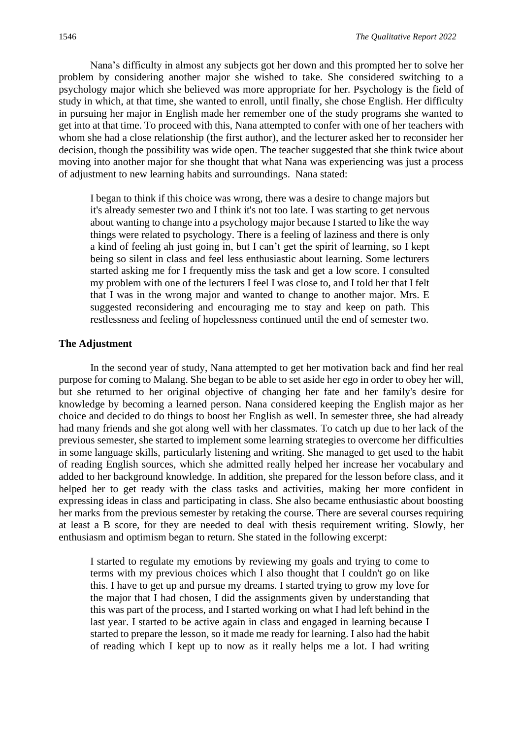Nana's difficulty in almost any subjects got her down and this prompted her to solve her problem by considering another major she wished to take. She considered switching to a psychology major which she believed was more appropriate for her. Psychology is the field of study in which, at that time, she wanted to enroll, until finally, she chose English. Her difficulty in pursuing her major in English made her remember one of the study programs she wanted to get into at that time. To proceed with this, Nana attempted to confer with one of her teachers with whom she had a close relationship (the first author), and the lecturer asked her to reconsider her decision, though the possibility was wide open. The teacher suggested that she think twice about moving into another major for she thought that what Nana was experiencing was just a process of adjustment to new learning habits and surroundings. Nana stated:

> I began to think if this choice was wrong, there was a desire to change majors but it's already semester two and I think it's not too late. I was starting to get nervous about wanting to change into a psychology major because I started to like the way things were related to psychology. There is a feeling of laziness and there is only a kind of feeling ah just going in, but I can't get the spirit of learning, so I kept being so silent in class and feel less enthusiastic about learning. Some lecturers started asking me for I frequently miss the task and get a low score. I consulted my problem with one of the lecturers I feel I was close to, and I told her that I felt that I was in the wrong major and wanted to change to another major. Mrs. E suggested reconsidering and encouraging me to stay and keep on path. This restlessness and feeling of hopelessness continued until the end of semester two.

### The Adjustment

In the second year of study, Nana attempted to get her motivation back and find her real purpose for coming to Malang. She began to be able to set aside her ego in order to obey her will, but she returned to her original objective of changing her fate and her family's desire for knowledge by becoming a learned person. Nana considered keeping the English major as her choice and decided to do things to boost her English as well. In semester three, she had already had many friends and she got along well with her classmates. To catch up due to her lack of the previous semester, she started to implement some learning strategies to overcome her difficulties in some language skills, particularly listening and writing. She managed to get used to the habit of reading English sources, which she admitted really helped her increase her vocabulary and added to her background knowledge. In addition, she prepared for the lesson before class, and it helped her to get ready with the class tasks and activities, making her more confident in expressing ideas in class and participating in class. She also became enthusiastic about boosting her marks from the previous semester by retaking the course. There are several courses requiring at least a B score, for they are needed to deal with thesis requirement writing. Slowly, her enthusiasm and optimism began to return. She stated in the following excerpt:

> I started to regulate my emotions by reviewing my goals and trying to come to terms with my previous choices which I also thought that I couldn't go on like this. I have to get up and pursue my dreams. I started trying to grow my love for the major that I had chosen, I did the assignments given by understanding that this was part of the process, and I started working on what I had left behind in the last year. I started to be active again in class and engaged in learning because I started to prepare the lesson, so it made me ready for learning. I also had the habit of reading which I kept up to now as it really helps me a lot. I had writing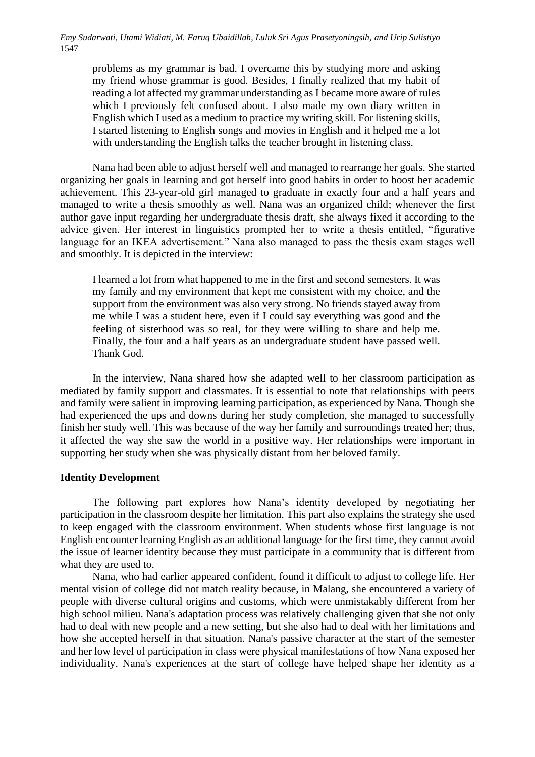> problems as my grammar is bad. I overcame this by studying more and asking my friend whose grammar is good. Besides, I finally realized that my habit of reading a lot affected my grammar understanding as I became more aware of rules which I previously felt confused about. I also made my own diary written in English which I used as a medium to practice my writing skill. For listening skills, I started listening to English songs and movies in English and it helped me a lot with understanding the English talks the teacher brought in listening class.

Nana had been able to adjust herself well and managed to rearrange her goals. She started organizing her goals in learning and got herself into good habits in order to boost her academic achievement. This 23-year-old girl managed to graduate in exactly four and a half years and managed to write a thesis smoothly as well. Nana was an organized child; whenever the first author gave input regarding her undergraduate thesis draft, she always fixed it according to the advice given. Her interest in linguistics prompted her to write a thesis entitled, "figurative language for an IKEA advertisement." Nana also managed to pass the thesis exam stages well and smoothly. It is depicted in the interview:

> I learned a lot from what happened to me in the first and second semesters. It was my family and my environment that kept me consistent with my choice, and the support from the environment was also very strong. No friends stayed away from me while I was a student here, even if I could say everything was good and the feeling of sisterhood was so real, for they were willing to share and help me. Finally, the four and a half years as an undergraduate student have passed well. Thank God.

In the interview, Nana shared how she adapted well to her classroom participation as mediated by family support and classmates. It is essential to note that relationships with peers and family were salient in improving learning participation, as experienced by Nana. Though she had experienced the ups and downs during her study completion, she managed to successfully finish her study well. This was because of the way her family and surroundings treated her; thus, it affected the way she saw the world in a positive way. Her relationships were important in supporting her study when she was physically distant from her beloved family.

**Identity Development**

The following part explores how Nana's identity developed by negotiating her participation in the classroom despite her limitation. This part also explains the strategy she used to keep engaged with the classroom environment. When students whose first language is not English encounter learning English as an additional language for the first time, they cannot avoid the issue of learner identity because they must participate in a community that is different from what they are used to.

Nana, who had earlier appeared confident, found it difficult to adjust to college life. Her mental vision of college did not match reality because, in Malang, she encountered a variety of people with diverse cultural origins and customs, which were unmistakably different from her high school milieu. Nana's adaptation process was relatively challenging given that she not only had to deal with new people and a new setting, but she also had to deal with her limitations and how she accepted herself in that situation. Nana's passive character at the start of the semester and her low level of participation in class were physical manifestations of how Nana exposed her individuality. Nana's experiences at the start of college have helped shape her identity as a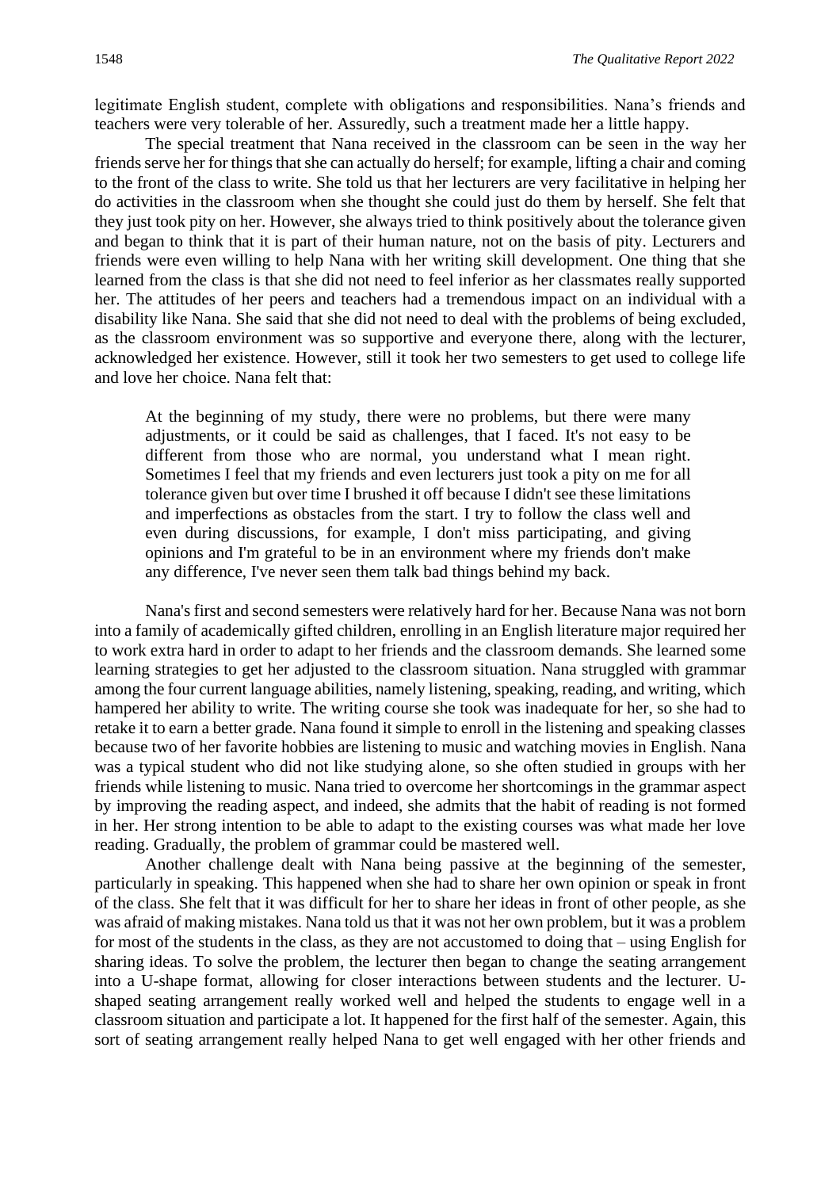legitimate English student, complete with obligations and responsibilities. Nana's friends and teachers were very tolerable of her. Assuredly, such a treatment made her a little happy.

The special treatment that Nana received in the classroom can be seen in the way her friends serve her for things that she can actually do herself; for example, lifting a chair and coming to the front of the class to write. She told us that her lecturers are very facilitative in helping her do activities in the classroom when she thought she could just do them by herself. She felt that they just took pity on her. However, she always tried to think positively about the tolerance given and began to think that it is part of their human nature, not on the basis of pity. Lecturers and friends were even willing to help Nana with her writing skill development. One thing that she learned from the class is that she did not need to feel inferior as her classmates really supported her. The attitudes of her peers and teachers had a tremendous impact on an individual with a disability like Nana. She said that she did not need to deal with the problems of being excluded, as the classroom environment was so supportive and everyone there, along with the lecturer, acknowledged her existence. However, still it took her two semesters to get used to college life and love her choice. Nana felt that:

> At the beginning of my study, there were no problems, but there were many adjustments, or it could be said as challenges, that I faced. It's not easy to be different from those who are normal, you understand what I mean right. Sometimes I feel that my friends and even lecturers just took a pity on me for all tolerance given but over time I brushed it off because I didn't see these limitations and imperfections as obstacles from the start. I try to follow the class well and even during discussions, for example, I don't miss participating, and giving opinions and I'm grateful to be in an environment where my friends don't make any difference, I've never seen them talk bad things behind my back.

Nana's first and second semesters were relatively hard for her. Because Nana was not born into a family of academically gifted children, enrolling in an English literature major required her to work extra hard in order to adapt to her friends and the classroom demands. She learned some learning strategies to get her adjusted to the classroom situation. Nana struggled with grammar among the four current language abilities, namely listening, speaking, reading, and writing, which hampered her ability to write. The writing course she took was inadequate for her, so she had to retake it to earn a better grade. Nana found it simple to enroll in the listening and speaking classes because two of her favorite hobbies are listening to music and watching movies in English. Nana was a typical student who did not like studying alone, so she often studied in groups with her friends while listening to music. Nana tried to overcome her shortcomings in the grammar aspect by improving the reading aspect, and indeed, she admits that the habit of reading is not formed in her. Her strong intention to be able to adapt to the existing courses was what made her love reading. Gradually, the problem of grammar could be mastered well.

Another challenge dealt with Nana being passive at the beginning of the semester, particularly in speaking. This happened when she had to share her own opinion or speak in front of the class. She felt that it was difficult for her to share her ideas in front of other people, as she was afraid of making mistakes. Nana told us that it was not her own problem, but it was a problem for most of the students in the class, as they are not accustomed to doing that – using English for sharing ideas. To solve the problem, the lecturer then began to change the seating arrangement into a U-shape format, allowing for closer interactions between students and the lecturer. U-shaped seating arrangement really worked well and helped the students to engage well in a classroom situation and participate a lot. It happened for the first half of the semester. Again, this sort of seating arrangement really helped Nana to get well engaged with her other friends and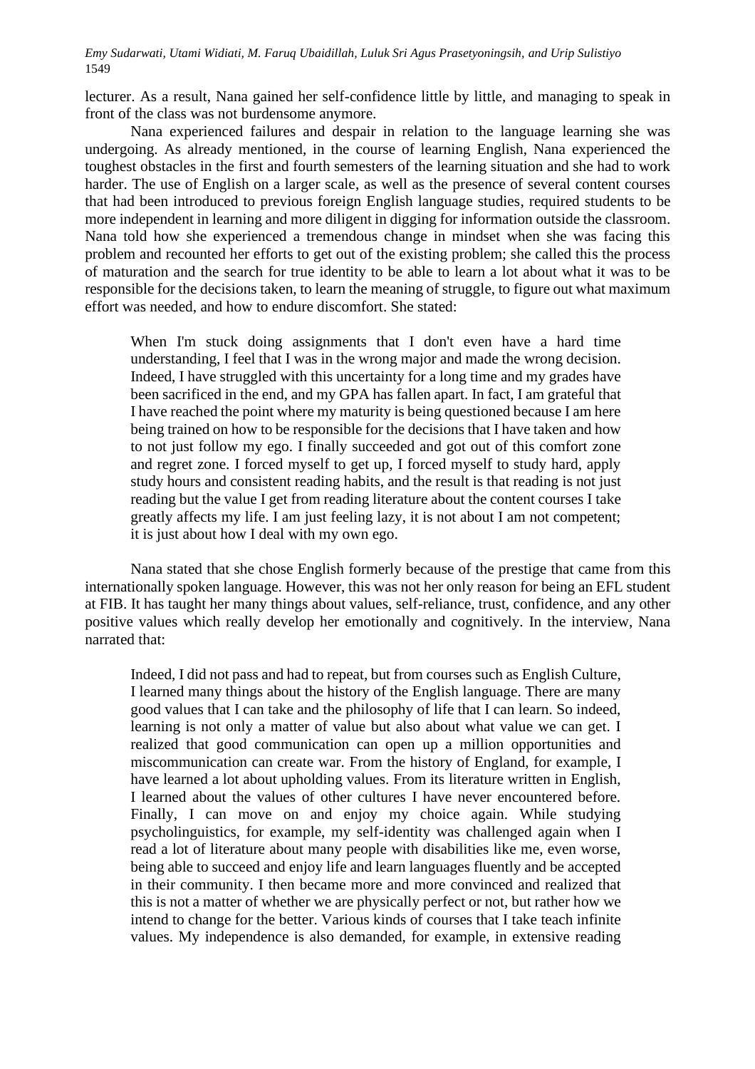lecturer. As a result, Nana gained her self-confidence little by little, and managing to speak in front of the class was not burdensome anymore.

Nana experienced failures and despair in relation to the language learning she was undergoing. As already mentioned, in the course of learning English, Nana experienced the toughest obstacles in the first and fourth semesters of the learning situation and she had to work harder. The use of English on a larger scale, as well as the presence of several content courses that had been introduced to previous foreign English language studies, required students to be more independent in learning and more diligent in digging for information outside the classroom. Nana told how she experienced a tremendous change in mindset when she was facing this problem and recounted her efforts to get out of the existing problem; she called this the process of maturation and the search for true identity to be able to learn a lot about what it was to be responsible for the decisions taken, to learn the meaning of struggle, to figure out what maximum effort was needed, and how to endure discomfort. She stated:

> When I'm stuck doing assignments that I don't even have a hard time understanding, I feel that I was in the wrong major and made the wrong decision. Indeed, I have struggled with this uncertainty for a long time and my grades have been sacrificed in the end, and my GPA has fallen apart. In fact, I am grateful that I have reached the point where my maturity is being questioned because I am here being trained on how to be responsible for the decisions that I have taken and how to not just follow my ego. I finally succeeded and got out of this comfort zone and regret zone. I forced myself to get up, I forced myself to study hard, apply study hours and consistent reading habits, and the result is that reading is not just reading but the value I get from reading literature about the content courses I take greatly affects my life. I am just feeling lazy, it is not about I am not competent; it is just about how I deal with my own ego.

Nana stated that she chose English formerly because of the prestige that came from this internationally spoken language. However, this was not her only reason for being an EFL student at FIB. It has taught her many things about values, self-reliance, trust, confidence, and any other positive values which really develop her emotionally and cognitively. In the interview, Nana narrated that:

> Indeed, I did not pass and had to repeat, but from courses such as English Culture, I learned many things about the history of the English language. There are many good values that I can take and the philosophy of life that I can learn. So indeed, learning is not only a matter of value but also about what value we can get. I realized that good communication can open up a million opportunities and miscommunication can create war. From the history of England, for example, I have learned a lot about upholding values. From its literature written in English, I learned about the values of other cultures I have never encountered before. Finally, I can move on and enjoy my choice again. While studying psycholinguistics, for example, my self-identity was challenged again when I read a lot of literature about many people with disabilities like me, even worse, being able to succeed and enjoy life and learn languages fluently and be accepted in their community. I then became more and more convinced and realized that this is not a matter of whether we are physically perfect or not, but rather how we intend to change for the better. Various kinds of courses that I take teach infinite values. My independence is also demanded, for example, in extensive reading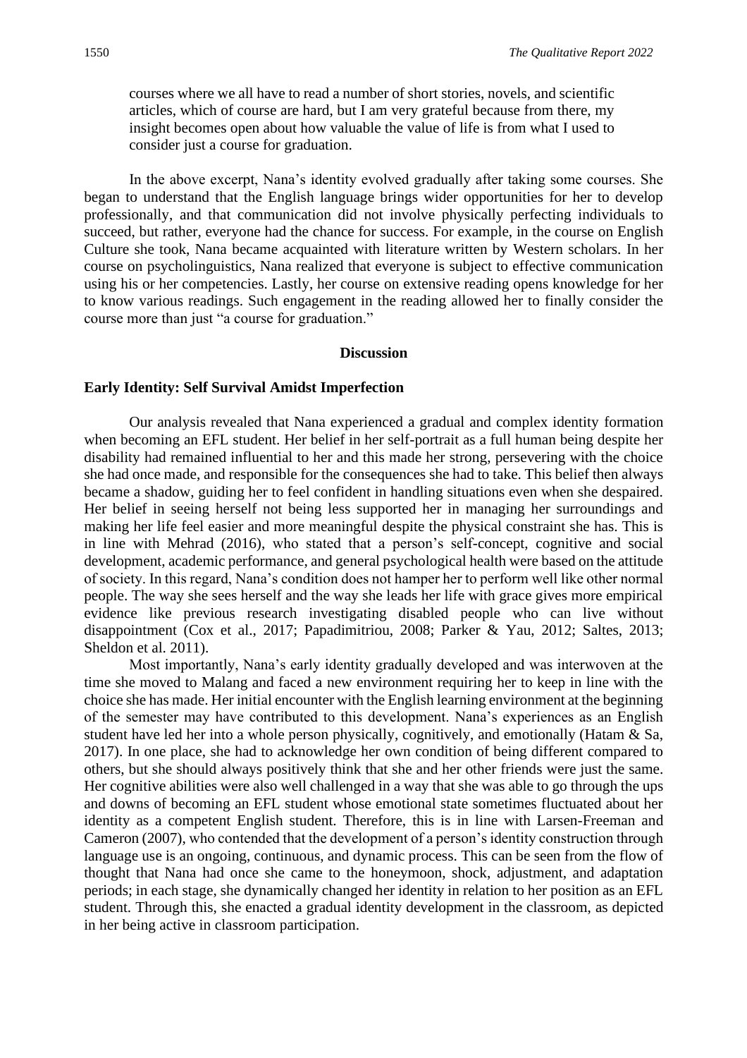courses where we all have to read a number of short stories, novels, and scientific articles, which of course are hard, but I am very grateful because from there, my insight becomes open about how valuable the value of life is from what I used to consider just a course for graduation.

In the above excerpt, Nana's identity evolved gradually after taking some courses. She began to understand that the English language brings wider opportunities for her to develop professionally, and that communication did not involve physically perfecting individuals to succeed, but rather, everyone had the chance for success. For example, in the course on English Culture she took, Nana became acquainted with literature written by Western scholars. In her course on psycholinguistics, Nana realized that everyone is subject to effective communication using his or her competencies. Lastly, her course on extensive reading opens knowledge for her to know various readings. Such engagement in the reading allowed her to finally consider the course more than just "a course for graduation."

## Discussion

### Early Identity: Self Survival Amidst Imperfection

Our analysis revealed that Nana experienced a gradual and complex identity formation when becoming an EFL student. Her belief in her self-portrait as a full human being despite her disability had remained influential to her and this made her strong, persevering with the choice she had once made, and responsible for the consequences she had to take. This belief then always became a shadow, guiding her to feel confident in handling situations even when she despaired. Her belief in seeing herself not being less supported her in managing her surroundings and making her life feel easier and more meaningful despite the physical constraint she has. This is in line with Mehrad (2016), who stated that a person's self-concept, cognitive and social development, academic performance, and general psychological health were based on the attitude of society. In this regard, Nana's condition does not hamper her to perform well like other normal people. The way she sees herself and the way she leads her life with grace gives more empirical evidence like previous research investigating disabled people who can live without disappointment (Cox et al., 2017; Papadimitriou, 2008; Parker & Yau, 2012; Saltes, 2013; Sheldon et al. 2011).

Most importantly, Nana's early identity gradually developed and was interwoven at the time she moved to Malang and faced a new environment requiring her to keep in line with the choice she has made. Her initial encounter with the English learning environment at the beginning of the semester may have contributed to this development. Nana's experiences as an English student have led her into a whole person physically, cognitively, and emotionally (Hatam & Sa, 2017). In one place, she had to acknowledge her own condition of being different compared to others, but she should always positively think that she and her other friends were just the same. Her cognitive abilities were also well challenged in a way that she was able to go through the ups and downs of becoming an EFL student whose emotional state sometimes fluctuated about her identity as a competent English student. Therefore, this is in line with Larsen-Freeman and Cameron (2007), who contended that the development of a person's identity construction through language use is an ongoing, continuous, and dynamic process. This can be seen from the flow of thought that Nana had once she came to the honeymoon, shock, adjustment, and adaptation periods; in each stage, she dynamically changed her identity in relation to her position as an EFL student. Through this, she enacted a gradual identity development in the classroom, as depicted in her being active in classroom participation.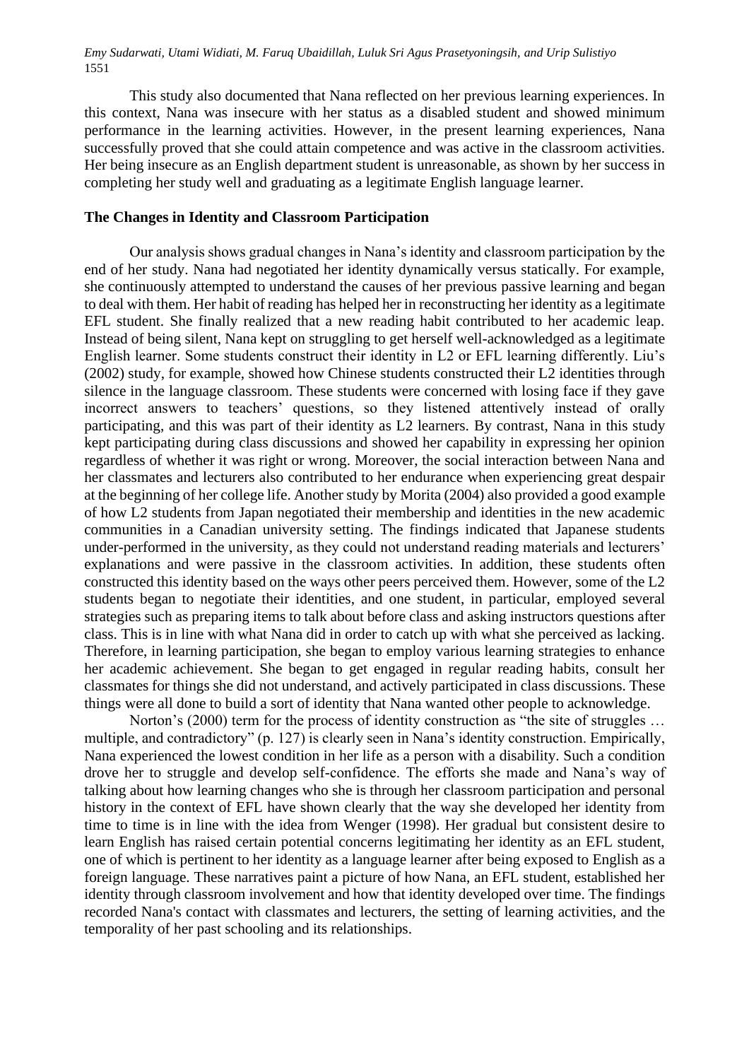This study also documented that Nana reflected on her previous learning experiences. In this context, Nana was insecure with her status as a disabled student and showed minimum performance in the learning activities. However, in the present learning experiences, Nana successfully proved that she could attain competence and was active in the classroom activities. Her being insecure as an English department student is unreasonable, as shown by her success in completing her study well and graduating as a legitimate English language learner.

## The Changes in Identity and Classroom Participation

Our analysis shows gradual changes in Nana's identity and classroom participation by the end of her study. Nana had negotiated her identity dynamically versus statically. For example, she continuously attempted to understand the causes of her previous passive learning and began to deal with them. Her habit of reading has helped her in reconstructing her identity as a legitimate EFL student. She finally realized that a new reading habit contributed to her academic leap. Instead of being silent, Nana kept on struggling to get herself well-acknowledged as a legitimate English learner. Some students construct their identity in L2 or EFL learning differently. Liu's (2002) study, for example, showed how Chinese students constructed their L2 identities through silence in the language classroom. These students were concerned with losing face if they gave incorrect answers to teachers' questions, so they listened attentively instead of orally participating, and this was part of their identity as L2 learners. By contrast, Nana in this study kept participating during class discussions and showed her capability in expressing her opinion regardless of whether it was right or wrong. Moreover, the social interaction between Nana and her classmates and lecturers also contributed to her endurance when experiencing great despair at the beginning of her college life. Another study by Morita (2004) also provided a good example of how L2 students from Japan negotiated their membership and identities in the new academic communities in a Canadian university setting. The findings indicated that Japanese students under-performed in the university, as they could not understand reading materials and lecturers' explanations and were passive in the classroom activities. In addition, these students often constructed this identity based on the ways other peers perceived them. However, some of the L2 students began to negotiate their identities, and one student, in particular, employed several strategies such as preparing items to talk about before class and asking instructors questions after class. This is in line with what Nana did in order to catch up with what she perceived as lacking. Therefore, in learning participation, she began to employ various learning strategies to enhance her academic achievement. She began to get engaged in regular reading habits, consult her classmates for things she did not understand, and actively participated in class discussions. These things were all done to build a sort of identity that Nana wanted other people to acknowledge.

Norton's (2000) term for the process of identity construction as "the site of struggles … multiple, and contradictory" (p. 127) is clearly seen in Nana's identity construction. Empirically, Nana experienced the lowest condition in her life as a person with a disability. Such a condition drove her to struggle and develop self-confidence. The efforts she made and Nana's way of talking about how learning changes who she is through her classroom participation and personal history in the context of EFL have shown clearly that the way she developed her identity from time to time is in line with the idea from Wenger (1998). Her gradual but consistent desire to learn English has raised certain potential concerns legitimating her identity as an EFL student, one of which is pertinent to her identity as a language learner after being exposed to English as a foreign language. These narratives paint a picture of how Nana, an EFL student, established her identity through classroom involvement and how that identity developed over time. The findings recorded Nana's contact with classmates and lecturers, the setting of learning activities, and the temporality of her past schooling and its relationships.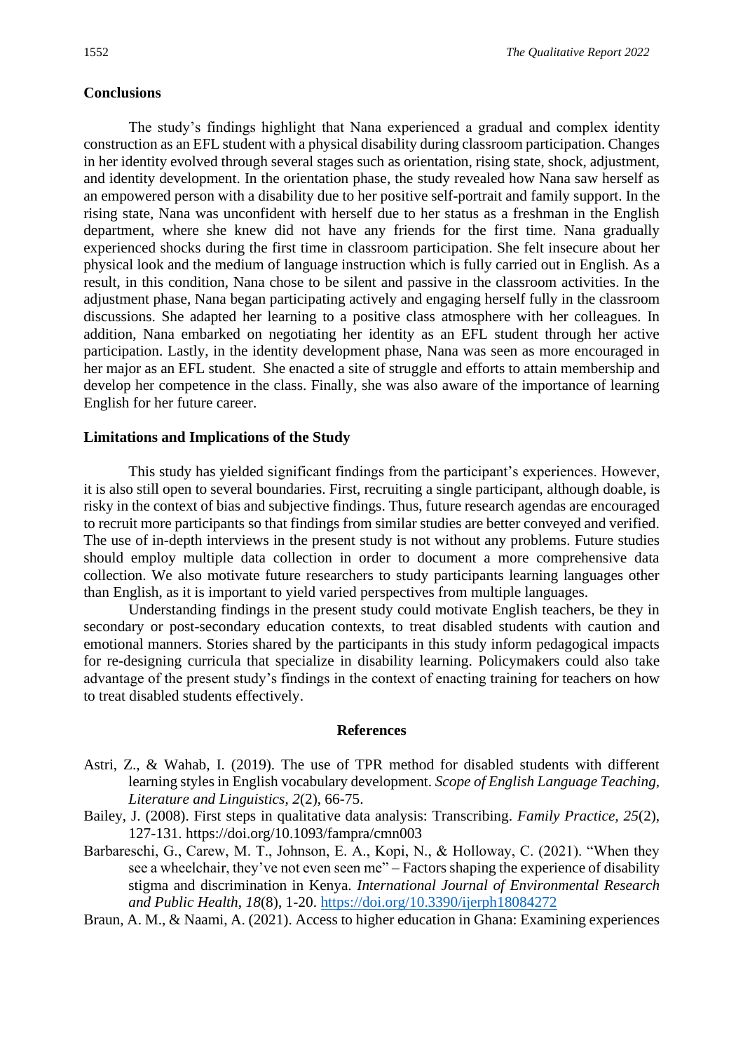## Conclusions

The study's findings highlight that Nana experienced a gradual and complex identity construction as an EFL student with a physical disability during classroom participation. Changes in her identity evolved through several stages such as orientation, rising state, shock, adjustment, and identity development. In the orientation phase, the study revealed how Nana saw herself as an empowered person with a disability due to her positive self-portrait and family support. In the rising state, Nana was unconfident with herself due to her status as a freshman in the English department, where she knew did not have any friends for the first time. Nana gradually experienced shocks during the first time in classroom participation. She felt insecure about her physical look and the medium of language instruction which is fully carried out in English. As a result, in this condition, Nana chose to be silent and passive in the classroom activities. In the adjustment phase, Nana began participating actively and engaging herself fully in the classroom discussions. She adapted her learning to a positive class atmosphere with her colleagues. In addition, Nana embarked on negotiating her identity as an EFL student through her active participation. Lastly, in the identity development phase, Nana was seen as more encouraged in her major as an EFL student. She enacted a site of struggle and efforts to attain membership and develop her competence in the class. Finally, she was also aware of the importance of learning English for her future career.

## Limitations and Implications of the Study

This study has yielded significant findings from the participant's experiences. However, it is also still open to several boundaries. First, recruiting a single participant, although doable, is risky in the context of bias and subjective findings. Thus, future research agendas are encouraged to recruit more participants so that findings from similar studies are better conveyed and verified. The use of in-depth interviews in the present study is not without any problems. Future studies should employ multiple data collection in order to document a more comprehensive data collection. We also motivate future researchers to study participants learning languages other than English, as it is important to yield varied perspectives from multiple languages.

Understanding findings in the present study could motivate English teachers, be they in secondary or post-secondary education contexts, to treat disabled students with caution and emotional manners. Stories shared by the participants in this study inform pedagogical impacts for re-designing curricula that specialize in disability learning. Policymakers could also take advantage of the present study's findings in the context of enacting training for teachers on how to treat disabled students effectively.

## References

Astri, Z., & Wahab, I. (2019). The use of TPR method for disabled students with different learning styles in English vocabulary development. *Scope of English Language Teaching, Literature and Linguistics*, *2*(2), 66-75.

Bailey, J. (2008). First steps in qualitative data analysis: Transcribing. *Family Practice*, *25*(2), 127-131. https://doi.org/10.1093/fampra/cmn003

Barbareschi, G., Carew, M. T., Johnson, E. A., Kopi, N., & Holloway, C. (2021). "When they see a wheelchair, they've not even seen me" – Factors shaping the experience of disability stigma and discrimination in Kenya. *International Journal of Environmental Research and Public Health*, *18*(8), 1-20. https://doi.org/10.3390/ijerph18084272

Braun, A. M., & Naami, A. (2021). Access to higher education in Ghana: Examining experiences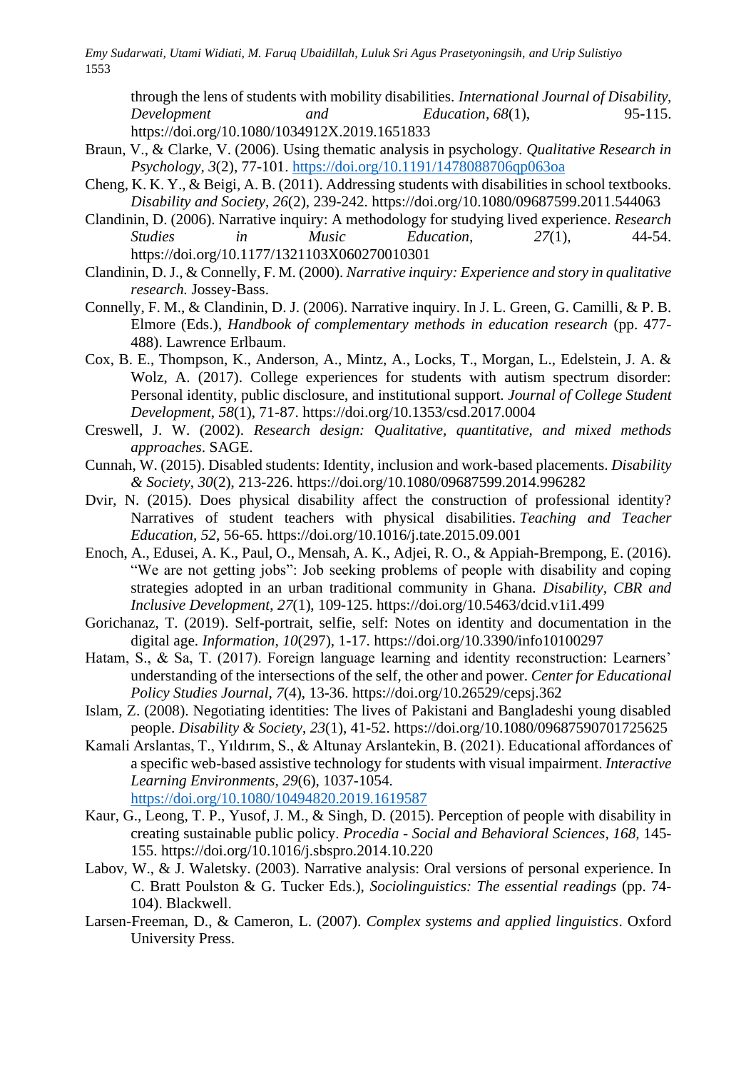through the lens of students with mobility disabilities. *International Journal of Disability, Development and Education*, *68*(1), 95-115. https://doi.org/10.1080/1034912X.2019.1651833

Braun, V., & Clarke, V. (2006). Using thematic analysis in psychology. *Qualitative Research in Psychology*, *3*(2), 77-101. https://doi.org/10.1191/1478088706qp063oa

Cheng, K. K. Y., & Beigi, A. B. (2011). Addressing students with disabilities in school textbooks. *Disability and Society*, *26*(2), 239-242. https://doi.org/10.1080/09687599.2011.544063

Clandinin, D. (2006). Narrative inquiry: A methodology for studying lived experience. *Research Studies in Music Education*, *27*(1), 44-54. https://doi.org/10.1177/1321103X060270010301

Clandinin, D. J., & Connelly, F. M. (2000). *Narrative inquiry: Experience and story in qualitative research.* Jossey-Bass.

Connelly, F. M., & Clandinin, D. J. (2006). Narrative inquiry. In J. L. Green, G. Camilli, & P. B. Elmore (Eds.), *Handbook of complementary methods in education research* (pp. 477-488). Lawrence Erlbaum.

Cox, B. E., Thompson, K., Anderson, A., Mintz, A., Locks, T., Morgan, L., Edelstein, J. A. & Wolz, A. (2017). College experiences for students with autism spectrum disorder: Personal identity, public disclosure, and institutional support. *Journal of College Student Development*, *58*(1), 71-87. https://doi.org/10.1353/csd.2017.0004

Creswell, J. W. (2002). *Research design: Qualitative, quantitative, and mixed methods approaches*. SAGE.

Cunnah, W. (2015). Disabled students: Identity, inclusion and work-based placements. *Disability & Society*, *30*(2), 213-226. https://doi.org/10.1080/09687599.2014.996282

Dvir, N. (2015). Does physical disability affect the construction of professional identity? Narratives of student teachers with physical disabilities. *Teaching and Teacher Education*, *52*, 56-65. https://doi.org/10.1016/j.tate.2015.09.001

Enoch, A., Edusei, A. K., Paul, O., Mensah, A. K., Adjei, R. O., & Appiah-Brempong, E. (2016). "We are not getting jobs": Job seeking problems of people with disability and coping strategies adopted in an urban traditional community in Ghana. *Disability, CBR and Inclusive Development*, *27*(1), 109-125. https://doi.org/10.5463/dcid.v1i1.499

Gorichanaz, T. (2019). Self-portrait, selfie, self: Notes on identity and documentation in the digital age. *Information*, *10*(297), 1-17. https://doi.org/10.3390/info10100297

Hatam, S., & Sa, T. (2017). Foreign language learning and identity reconstruction: Learners' understanding of the intersections of the self, the other and power. *Center for Educational Policy Studies Journal*, *7*(4), 13-36. https://doi.org/10.26529/cepsj.362

Islam, Z. (2008). Negotiating identities: The lives of Pakistani and Bangladeshi young disabled people. *Disability & Society*, *23*(1), 41-52. https://doi.org/10.1080/09687590701725625

Kamali Arslantas, T., Yıldırım, S., & Altunay Arslantekin, B. (2021). Educational affordances of a specific web-based assistive technology for students with visual impairment. *Interactive Learning Environments*, *29*(6), 1037-1054. https://doi.org/10.1080/10494820.2019.1619587

Kaur, G., Leong, T. P., Yusof, J. M., & Singh, D. (2015). Perception of people with disability in creating sustainable public policy. *Procedia - Social and Behavioral Sciences*, *168*, 145-155. https://doi.org/10.1016/j.sbspro.2014.10.220

Labov, W., & J. Waletsky. (2003). Narrative analysis: Oral versions of personal experience. In C. Bratt Poulston & G. Tucker Eds.), *Sociolinguistics: The essential readings* (pp. 74-104). Blackwell.

Larsen-Freeman, D., & Cameron, L. (2007). *Complex systems and applied linguistics*. Oxford University Press.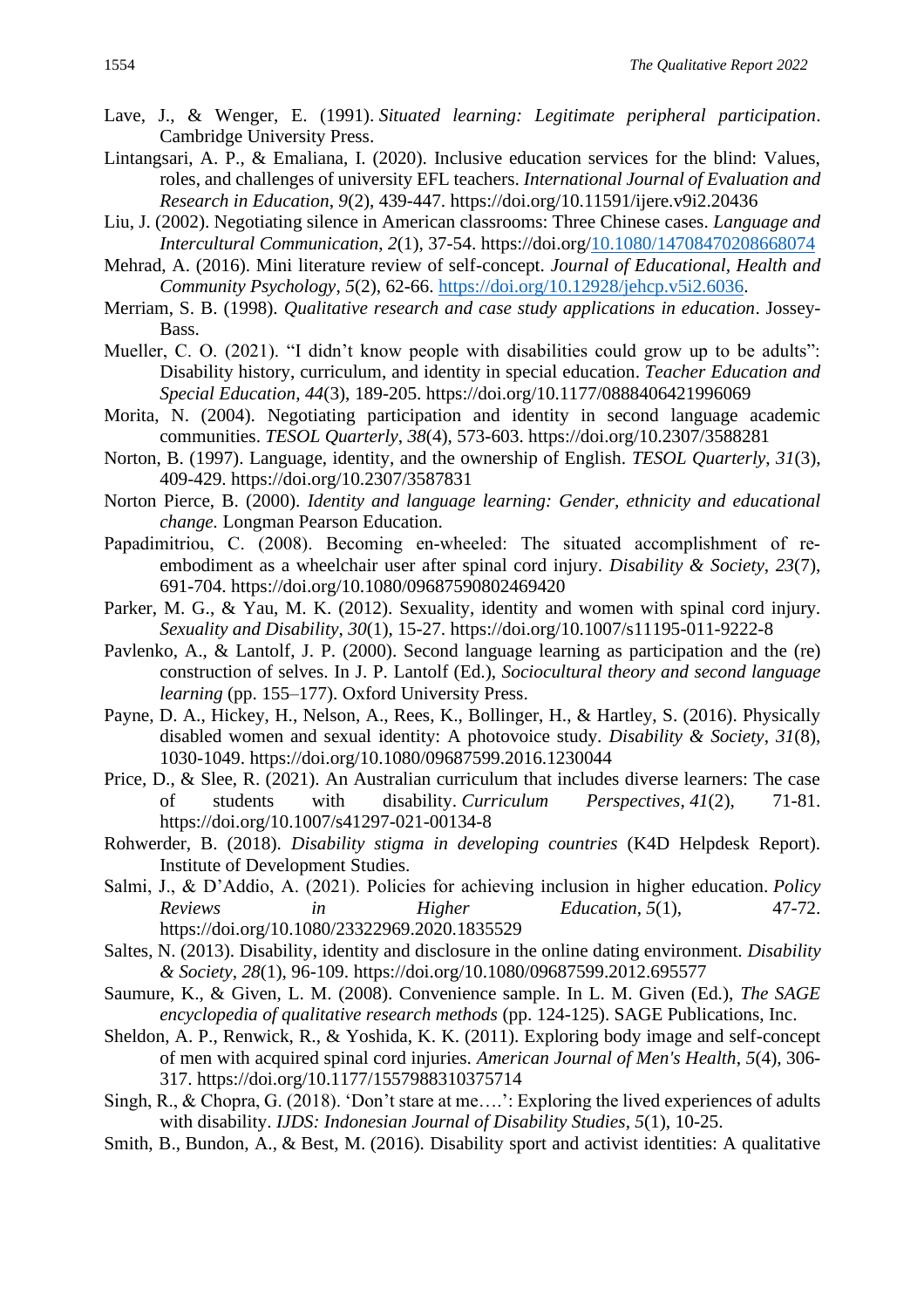Lave, J., & Wenger, E. (1991). *Situated learning: Legitimate peripheral participation*. Cambridge University Press.

Lintangsari, A. P., & Emaliana, I. (2020). Inclusive education services for the blind: Values, roles, and challenges of university EFL teachers. *International Journal of Evaluation and Research in Education*, *9*(2), 439-447. https://doi.org/10.11591/ijere.v9i2.20436

Liu, J. (2002). Negotiating silence in American classrooms: Three Chinese cases. *Language and Intercultural Communication*, *2*(1), 37-54. https://doi.org/10.1080/14708470208668074

Mehrad, A. (2016). Mini literature review of self-concept. *Journal of Educational, Health and Community Psychology*, *5*(2), 62-66. https://doi.org/10.12928/jehcp.v5i2.6036.

Merriam, S. B. (1998). *Qualitative research and case study applications in education*. Jossey-Bass.

Mueller, C. O. (2021). "I didn't know people with disabilities could grow up to be adults": Disability history, curriculum, and identity in special education. *Teacher Education and Special Education*, *44*(3), 189-205. https://doi.org/10.1177/0888406421996069

Morita, N. (2004). Negotiating participation and identity in second language academic communities. *TESOL Quarterly*, *38*(4), 573-603. https://doi.org/10.2307/3588281

Norton, B. (1997). Language, identity, and the ownership of English. *TESOL Quarterly*, *31*(3), 409-429. https://doi.org/10.2307/3587831

Norton Pierce, B. (2000). *Identity and language learning: Gender, ethnicity and educational change.* Longman Pearson Education.

Papadimitriou, C. (2008). Becoming en-wheeled: The situated accomplishment of re-embodiment as a wheelchair user after spinal cord injury. *Disability & Society*, *23*(7), 691-704. https://doi.org/10.1080/09687590802469420

Parker, M. G., & Yau, M. K. (2012). Sexuality, identity and women with spinal cord injury. *Sexuality and Disability*, *30*(1), 15-27. https://doi.org/10.1007/s11195-011-9222-8

Pavlenko, A., & Lantolf, J. P. (2000). Second language learning as participation and the (re) construction of selves. In J. P. Lantolf (Ed.), *Sociocultural theory and second language learning* (pp. 155–177). Oxford University Press.

Payne, D. A., Hickey, H., Nelson, A., Rees, K., Bollinger, H., & Hartley, S. (2016). Physically disabled women and sexual identity: A photovoice study. *Disability & Society*, *31*(8), 1030-1049. https://doi.org/10.1080/09687599.2016.1230044

Price, D., & Slee, R. (2021). An Australian curriculum that includes diverse learners: The case of students with disability. *Curriculum Perspectives*, *41*(2), 71-81. https://doi.org/10.1007/s41297-021-00134-8

Rohwerder, B. (2018). *Disability stigma in developing countries* (K4D Helpdesk Report). Institute of Development Studies.

Salmi, J., & D'Addio, A. (2021). Policies for achieving inclusion in higher education. *Policy Reviews in Higher Education*, *5*(1), 47-72. https://doi.org/10.1080/23322969.2020.1835529

Saltes, N. (2013). Disability, identity and disclosure in the online dating environment. *Disability & Society*, *28*(1), 96-109. https://doi.org/10.1080/09687599.2012.695577

Saumure, K., & Given, L. M. (2008). Convenience sample. In L. M. Given (Ed.), *The SAGE encyclopedia of qualitative research methods* (pp. 124-125). SAGE Publications, Inc.

Sheldon, A. P., Renwick, R., & Yoshida, K. K. (2011). Exploring body image and self-concept of men with acquired spinal cord injuries. *American Journal of Men's Health*, *5*(4), 306-317. https://doi.org/10.1177/1557988310375714

Singh, R., & Chopra, G. (2018). 'Don't stare at me….': Exploring the lived experiences of adults with disability. *IJDS: Indonesian Journal of Disability Studies*, *5*(1), 10-25.

Smith, B., Bundon, A., & Best, M. (2016). Disability sport and activist identities: A qualitative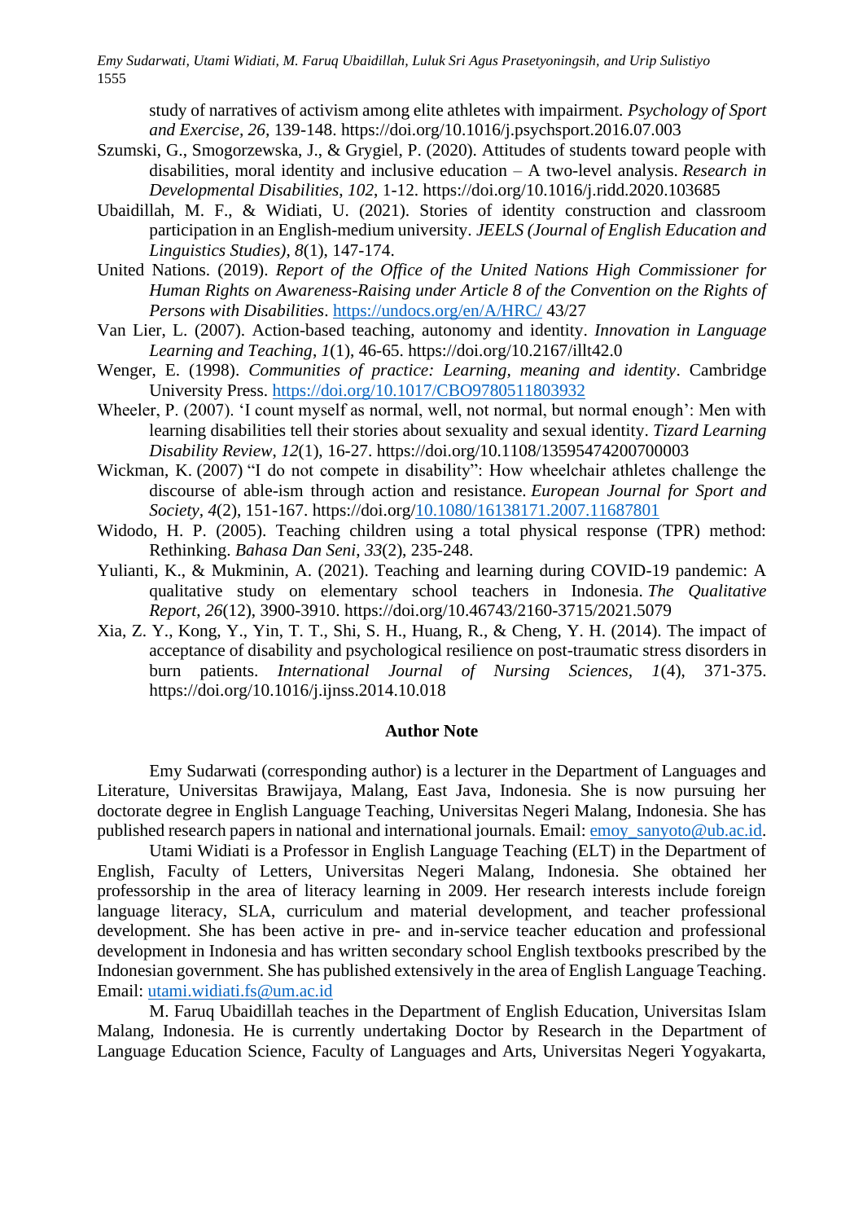study of narratives of activism among elite athletes with impairment. *Psychology of Sport and Exercise*, *26*, 139-148. https://doi.org/10.1016/j.psychsport.2016.07.003

Szumski, G., Smogorzewska, J., & Grygiel, P. (2020). Attitudes of students toward people with disabilities, moral identity and inclusive education – A two-level analysis. *Research in Developmental Disabilities*, *102*, 1-12. https://doi.org/10.1016/j.ridd.2020.103685

Ubaidillah, M. F., & Widiati, U. (2021). Stories of identity construction and classroom participation in an English-medium university. *JEELS (Journal of English Education and Linguistics Studies)*, *8*(1), 147-174.

United Nations. (2019). *Report of the Office of the United Nations High Commissioner for Human Rights on Awareness-Raising under Article 8 of the Convention on the Rights of Persons with Disabilities*. https://undocs.org/en/A/HRC/ 43/27

Van Lier, L. (2007). Action-based teaching, autonomy and identity. *Innovation in Language Learning and Teaching*, *1*(1), 46-65. https://doi.org/10.2167/illt42.0

Wenger, E. (1998). *Communities of practice: Learning, meaning and identity*. Cambridge University Press. https://doi.org/10.1017/CBO9780511803932

Wheeler, P. (2007). 'I count myself as normal, well, not normal, but normal enough': Men with learning disabilities tell their stories about sexuality and sexual identity. *Tizard Learning Disability Review*, *12*(1), 16-27. https://doi.org/10.1108/13595474200700003

Wickman, K. (2007) "I do not compete in disability": How wheelchair athletes challenge the discourse of able-ism through action and resistance. *European Journal for Sport and Society*, *4*(2), 151-167. https://doi.org/10.1080/16138171.2007.11687801

Widodo, H. P. (2005). Teaching children using a total physical response (TPR) method: Rethinking. *Bahasa Dan Seni*, *33*(2), 235-248.

Yulianti, K., & Mukminin, A. (2021). Teaching and learning during COVID-19 pandemic: A qualitative study on elementary school teachers in Indonesia. *The Qualitative Report*, *26*(12), 3900-3910. https://doi.org/10.46743/2160-3715/2021.5079

Xia, Z. Y., Kong, Y., Yin, T. T., Shi, S. H., Huang, R., & Cheng, Y. H. (2014). The impact of acceptance of disability and psychological resilience on post-traumatic stress disorders in burn patients. *International Journal of Nursing Sciences*, *1*(4), 371-375. https://doi.org/10.1016/j.ijnss.2014.10.018

## Author Note

Emy Sudarwati (corresponding author) is a lecturer in the Department of Languages and Literature, Universitas Brawijaya, Malang, East Java, Indonesia. She is now pursuing her doctorate degree in English Language Teaching, Universitas Negeri Malang, Indonesia. She has published research papers in national and international journals. Email: emoy_sanyoto@ub.ac.id.

Utami Widiati is a Professor in English Language Teaching (ELT) in the Department of English, Faculty of Letters, Universitas Negeri Malang, Indonesia. She obtained her professorship in the area of literacy learning in 2009. Her research interests include foreign language literacy, SLA, curriculum and material development, and teacher professional development. She has been active in pre- and in-service teacher education and professional development in Indonesia and has written secondary school English textbooks prescribed by the Indonesian government. She has published extensively in the area of English Language Teaching. Email: utami.widiati.fs@um.ac.id

M. Faruq Ubaidillah teaches in the Department of English Education, Universitas Islam Malang, Indonesia. He is currently undertaking Doctor by Research in the Department of Language Education Science, Faculty of Languages and Arts, Universitas Negeri Yogyakarta,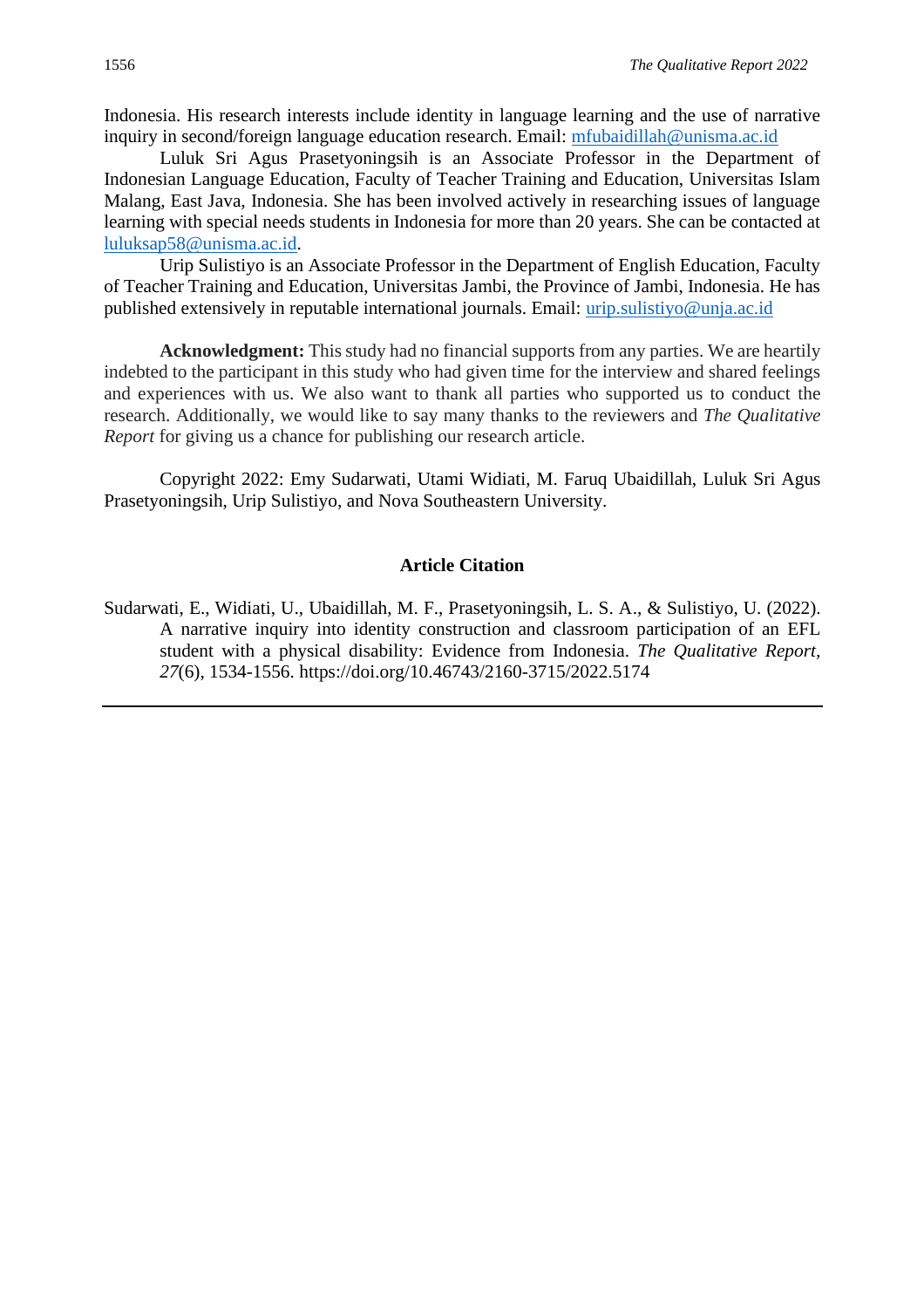Indonesia. His research interests include identity in language learning and the use of narrative inquiry in second/foreign language education research. Email: mfubaidillah@unisma.ac.id

Luluk Sri Agus Prasetyoningsih is an Associate Professor in the Department of Indonesian Language Education, Faculty of Teacher Training and Education, Universitas Islam Malang, East Java, Indonesia. She has been involved actively in researching issues of language learning with special needs students in Indonesia for more than 20 years. She can be contacted at luluksap58@unisma.ac.id.

Urip Sulistiyo is an Associate Professor in the Department of English Education, Faculty of Teacher Training and Education, Universitas Jambi, the Province of Jambi, Indonesia. He has published extensively in reputable international journals. Email: urip.sulistiyo@unja.ac.id

**Acknowledgment:** This study had no financial supports from any parties. We are heartily indebted to the participant in this study who had given time for the interview and shared feelings and experiences with us. We also want to thank all parties who supported us to conduct the research. Additionally, we would like to say many thanks to the reviewers and *The Qualitative Report* for giving us a chance for publishing our research article.

Copyright 2022: Emy Sudarwati, Utami Widiati, M. Faruq Ubaidillah, Luluk Sri Agus Prasetyoningsih, Urip Sulistiyo, and Nova Southeastern University.

**Article Citation**

Sudarwati, E., Widiati, U., Ubaidillah, M. F., Prasetyoningsih, L. S. A., & Sulistiyo, U. (2022). A narrative inquiry into identity construction and classroom participation of an EFL student with a physical disability: Evidence from Indonesia. *The Qualitative Report, 27*(6), 1534-1556. https://doi.org/10.46743/2160-3715/2022.5174